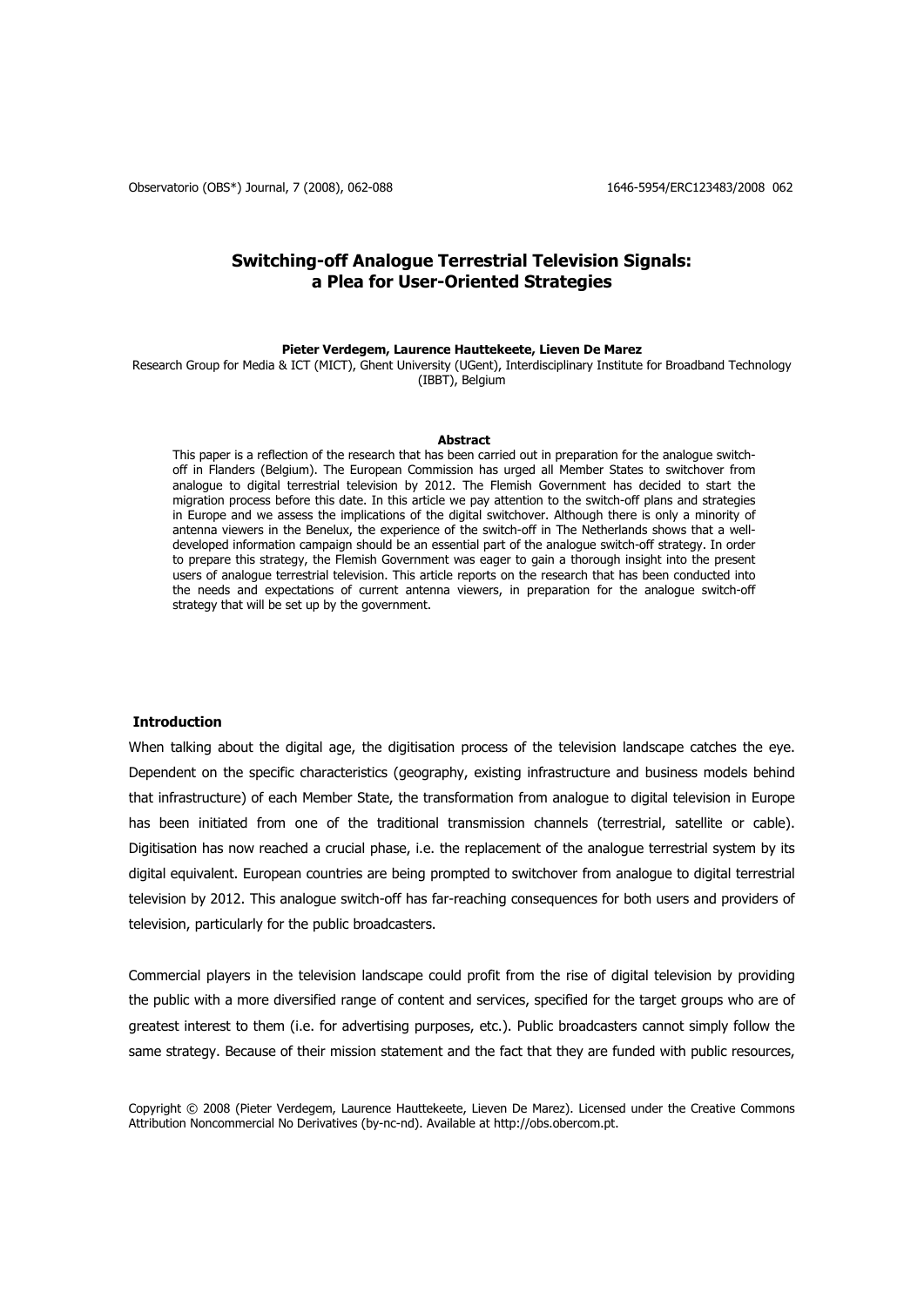# Switching-off Analogue Terrestrial Television Signals: a Plea for User-Oriented Strategies

**Pieter Verdegem, Laurence Hauttekeete, Lieven De Marez**

Research Group for Media & ICT (MICT), Ghent University (UGent), Interdisciplinary Institute for Broadband Technology (IBBT), Belgium

**Abstract**

This paper is a reflection of the research that has been carried out in preparation for the analogue switch-off in Flanders (Belgium). The European Commission has urged all Member States to switchover from analogue to digital terrestrial television by 2012. The Flemish Government has decided to start the migration process before this date. In this article we pay attention to the switch-off plans and strategies in Europe and we assess the implications of the digital switchover. Although there is only a minority of antenna viewers in the Benelux, the experience of the switch-off in The Netherlands shows that a well-developed information campaign should be an essential part of the analogue switch-off strategy. In order to prepare this strategy, the Flemish Government was eager to gain a thorough insight into the present users of analogue terrestrial television. This article reports on the research that has been conducted into the needs and expectations of current antenna viewers, in preparation for the analogue switch-off strategy that will be set up by the government.

## Introduction

When talking about the digital age, the digitisation process of the television landscape catches the eye. Dependent on the specific characteristics (geography, existing infrastructure and business models behind that infrastructure) of each Member State, the transformation from analogue to digital television in Europe has been initiated from one of the traditional transmission channels (terrestrial, satellite or cable). Digitisation has now reached a crucial phase, i.e. the replacement of the analogue terrestrial system by its digital equivalent. European countries are being prompted to switchover from analogue to digital terrestrial television by 2012. This analogue switch-off has far-reaching consequences for both users and providers of television, particularly for the public broadcasters.

Commercial players in the television landscape could profit from the rise of digital television by providing the public with a more diversified range of content and services, specified for the target groups who are of greatest interest to them (i.e. for advertising purposes, etc.). Public broadcasters cannot simply follow the same strategy. Because of their mission statement and the fact that they are funded with public resources,

Copyright © 2008 (Pieter Verdegem, Laurence Hauttekeete, Lieven De Marez). Licensed under the Creative Commons Attribution Noncommercial No Derivatives (by-nc-nd). Available at http://obs.obercom.pt.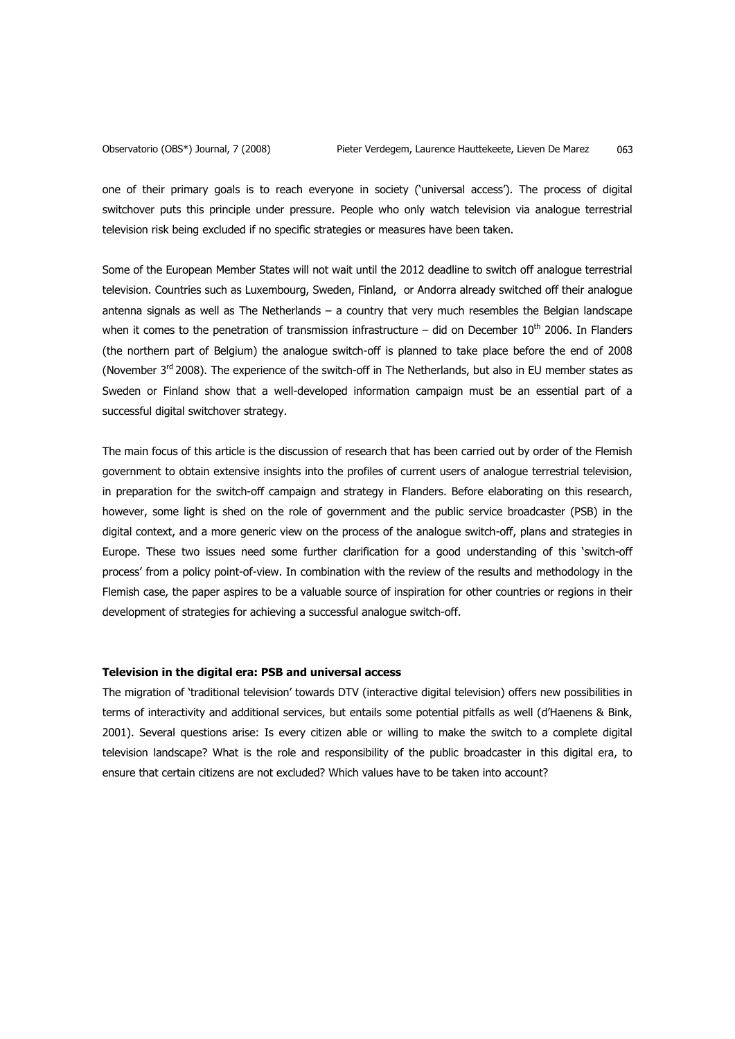one of their primary goals is to reach everyone in society ('universal access'). The process of digital switchover puts this principle under pressure. People who only watch television via analogue terrestrial television risk being excluded if no specific strategies or measures have been taken.

Some of the European Member States will not wait until the 2012 deadline to switch off analogue terrestrial television. Countries such as Luxembourg, Sweden, Finland, or Andorra already switched off their analogue antenna signals as well as The Netherlands – a country that very much resembles the Belgian landscape when it comes to the penetration of transmission infrastructure – did on December 10th 2006. In Flanders (the northern part of Belgium) the analogue switch-off is planned to take place before the end of 2008 (November 3rd 2008). The experience of the switch-off in The Netherlands, but also in EU member states as Sweden or Finland show that a well-developed information campaign must be an essential part of a successful digital switchover strategy.

The main focus of this article is the discussion of research that has been carried out by order of the Flemish government to obtain extensive insights into the profiles of current users of analogue terrestrial television, in preparation for the switch-off campaign and strategy in Flanders. Before elaborating on this research, however, some light is shed on the role of government and the public service broadcaster (PSB) in the digital context, and a more generic view on the process of the analogue switch-off, plans and strategies in Europe. These two issues need some further clarification for a good understanding of this 'switch-off process' from a policy point-of-view. In combination with the review of the results and methodology in the Flemish case, the paper aspires to be a valuable source of inspiration for other countries or regions in their development of strategies for achieving a successful analogue switch-off.

### Television in the digital era: PSB and universal access

The migration of 'traditional television' towards DTV (interactive digital television) offers new possibilities in terms of interactivity and additional services, but entails some potential pitfalls as well (d'Haenens & Bink, 2001). Several questions arise: Is every citizen able or willing to make the switch to a complete digital television landscape? What is the role and responsibility of the public broadcaster in this digital era, to ensure that certain citizens are not excluded? Which values have to be taken into account?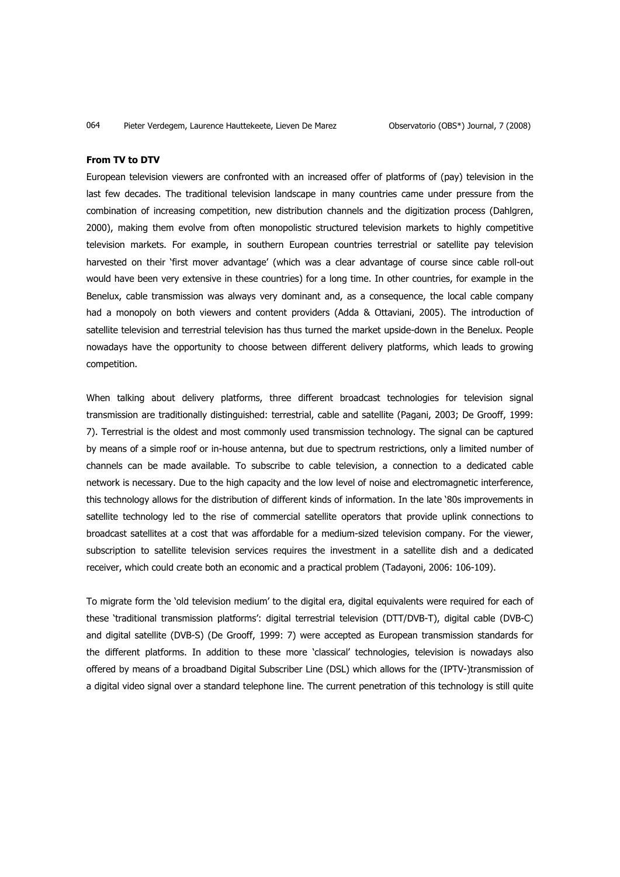**From TV to DTV**

European television viewers are confronted with an increased offer of platforms of (pay) television in the last few decades. The traditional television landscape in many countries came under pressure from the combination of increasing competition, new distribution channels and the digitization process (Dahlgren, 2000), making them evolve from often monopolistic structured television markets to highly competitive television markets. For example, in southern European countries terrestrial or satellite pay television harvested on their 'first mover advantage' (which was a clear advantage of course since cable roll-out would have been very extensive in these countries) for a long time. In other countries, for example in the Benelux, cable transmission was always very dominant and, as a consequence, the local cable company had a monopoly on both viewers and content providers (Adda & Ottaviani, 2005). The introduction of satellite television and terrestrial television has thus turned the market upside-down in the Benelux. People nowadays have the opportunity to choose between different delivery platforms, which leads to growing competition.

When talking about delivery platforms, three different broadcast technologies for television signal transmission are traditionally distinguished: terrestrial, cable and satellite (Pagani, 2003; De Grooff, 1999: 7). Terrestrial is the oldest and most commonly used transmission technology. The signal can be captured by means of a simple roof or in-house antenna, but due to spectrum restrictions, only a limited number of channels can be made available. To subscribe to cable television, a connection to a dedicated cable network is necessary. Due to the high capacity and the low level of noise and electromagnetic interference, this technology allows for the distribution of different kinds of information. In the late '80s improvements in satellite technology led to the rise of commercial satellite operators that provide uplink connections to broadcast satellites at a cost that was affordable for a medium-sized television company. For the viewer, subscription to satellite television services requires the investment in a satellite dish and a dedicated receiver, which could create both an economic and a practical problem (Tadayoni, 2006: 106-109).

To migrate form the 'old television medium' to the digital era, digital equivalents were required for each of these 'traditional transmission platforms': digital terrestrial television (DTT/DVB-T), digital cable (DVB-C) and digital satellite (DVB-S) (De Grooff, 1999: 7) were accepted as European transmission standards for the different platforms. In addition to these more 'classical' technologies, television is nowadays also offered by means of a broadband Digital Subscriber Line (DSL) which allows for the (IPTV-)transmission of a digital video signal over a standard telephone line. The current penetration of this technology is still quite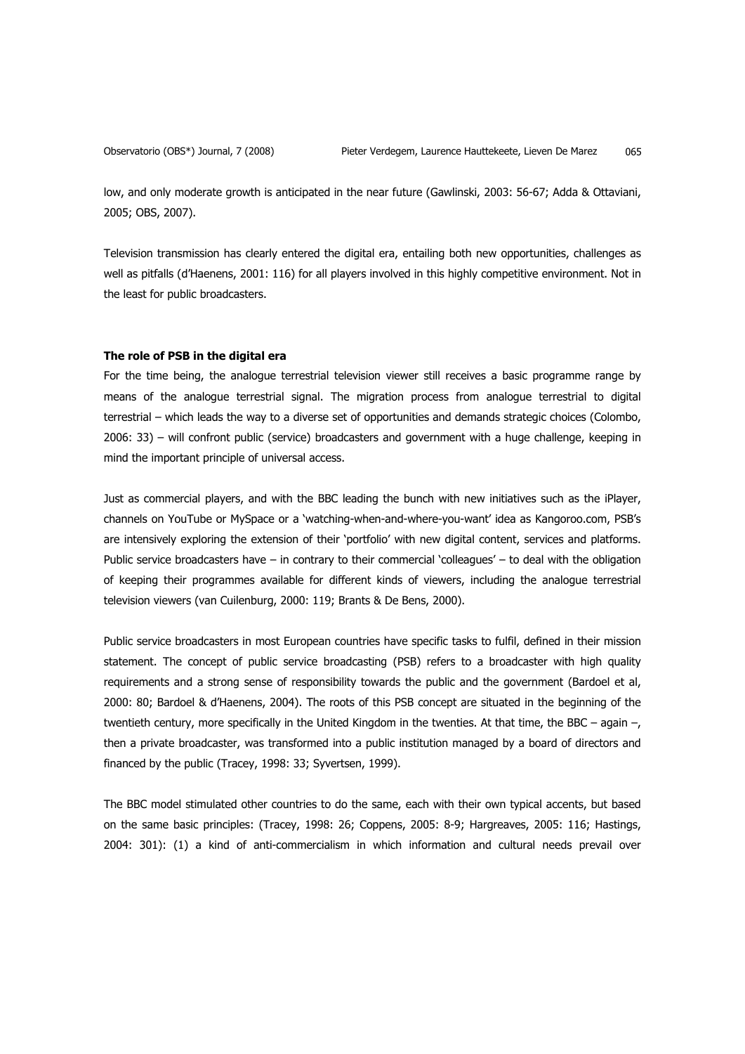low, and only moderate growth is anticipated in the near future (Gawlinski, 2003: 56-67; Adda & Ottaviani, 2005; OBS, 2007).

Television transmission has clearly entered the digital era, entailing both new opportunities, challenges as well as pitfalls (d'Haenens, 2001: 116) for all players involved in this highly competitive environment. Not in the least for public broadcasters.

### The role of PSB in the digital era

For the time being, the analogue terrestrial television viewer still receives a basic programme range by means of the analogue terrestrial signal. The migration process from analogue terrestrial to digital terrestrial – which leads the way to a diverse set of opportunities and demands strategic choices (Colombo, 2006: 33) – will confront public (service) broadcasters and government with a huge challenge, keeping in mind the important principle of universal access.

Just as commercial players, and with the BBC leading the bunch with new initiatives such as the iPlayer, channels on YouTube or MySpace or a 'watching-when-and-where-you-want' idea as Kangoroo.com, PSB's are intensively exploring the extension of their 'portfolio' with new digital content, services and platforms. Public service broadcasters have – in contrary to their commercial 'colleagues' – to deal with the obligation of keeping their programmes available for different kinds of viewers, including the analogue terrestrial television viewers (van Cuilenburg, 2000: 119; Brants & De Bens, 2000).

Public service broadcasters in most European countries have specific tasks to fulfil, defined in their mission statement. The concept of public service broadcasting (PSB) refers to a broadcaster with high quality requirements and a strong sense of responsibility towards the public and the government (Bardoel et al, 2000: 80; Bardoel & d'Haenens, 2004). The roots of this PSB concept are situated in the beginning of the twentieth century, more specifically in the United Kingdom in the twenties. At that time, the BBC – again –, then a private broadcaster, was transformed into a public institution managed by a board of directors and financed by the public (Tracey, 1998: 33; Syvertsen, 1999).

The BBC model stimulated other countries to do the same, each with their own typical accents, but based on the same basic principles: (Tracey, 1998: 26; Coppens, 2005: 8-9; Hargreaves, 2005: 116; Hastings, 2004: 301): (1) a kind of anti-commercialism in which information and cultural needs prevail over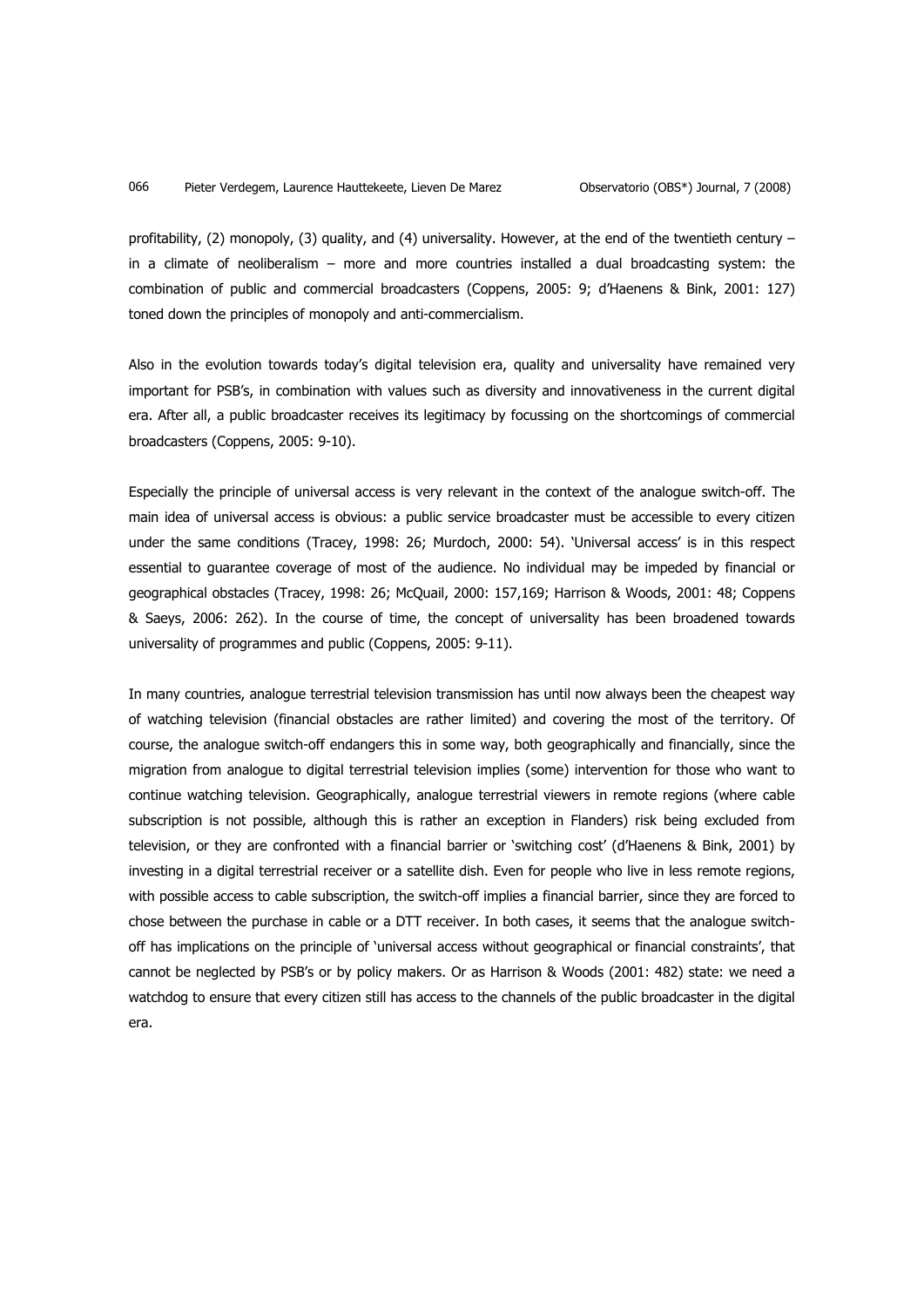profitability, (2) monopoly, (3) quality, and (4) universality. However, at the end of the twentieth century – in a climate of neoliberalism – more and more countries installed a dual broadcasting system: the combination of public and commercial broadcasters (Coppens, 2005: 9; d'Haenens & Bink, 2001: 127) toned down the principles of monopoly and anti-commercialism.

Also in the evolution towards today's digital television era, quality and universality have remained very important for PSB's, in combination with values such as diversity and innovativeness in the current digital era. After all, a public broadcaster receives its legitimacy by focussing on the shortcomings of commercial broadcasters (Coppens, 2005: 9-10).

Especially the principle of universal access is very relevant in the context of the analogue switch-off. The main idea of universal access is obvious: a public service broadcaster must be accessible to every citizen under the same conditions (Tracey, 1998: 26; Murdoch, 2000: 54). 'Universal access' is in this respect essential to guarantee coverage of most of the audience. No individual may be impeded by financial or geographical obstacles (Tracey, 1998: 26; McQuail, 2000: 157,169; Harrison & Woods, 2001: 48; Coppens & Saeys, 2006: 262). In the course of time, the concept of universality has been broadened towards universality of programmes and public (Coppens, 2005: 9-11).

In many countries, analogue terrestrial television transmission has until now always been the cheapest way of watching television (financial obstacles are rather limited) and covering the most of the territory. Of course, the analogue switch-off endangers this in some way, both geographically and financially, since the migration from analogue to digital terrestrial television implies (some) intervention for those who want to continue watching television. Geographically, analogue terrestrial viewers in remote regions (where cable subscription is not possible, although this is rather an exception in Flanders) risk being excluded from television, or they are confronted with a financial barrier or 'switching cost' (d'Haenens & Bink, 2001) by investing in a digital terrestrial receiver or a satellite dish. Even for people who live in less remote regions, with possible access to cable subscription, the switch-off implies a financial barrier, since they are forced to chose between the purchase in cable or a DTT receiver. In both cases, it seems that the analogue switch-off has implications on the principle of 'universal access without geographical or financial constraints', that cannot be neglected by PSB's or by policy makers. Or as Harrison & Woods (2001: 482) state: we need a watchdog to ensure that every citizen still has access to the channels of the public broadcaster in the digital era.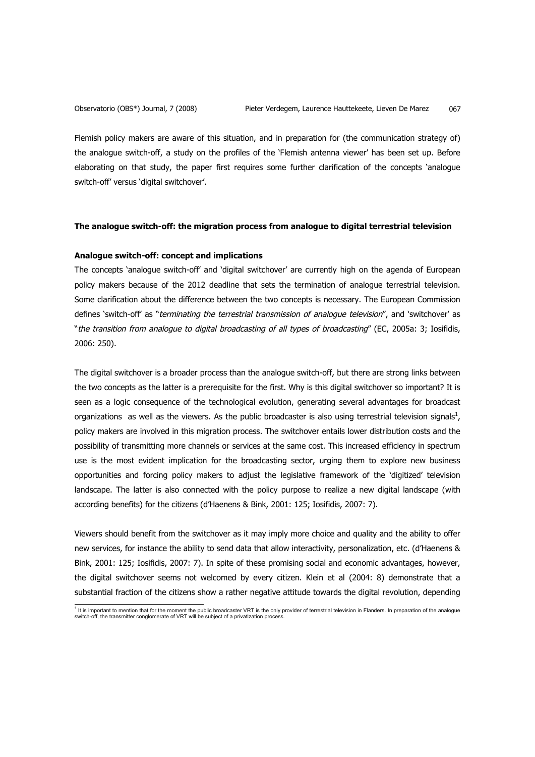Flemish policy makers are aware of this situation, and in preparation for (the communication strategy of) the analogue switch-off, a study on the profiles of the 'Flemish antenna viewer' has been set up. Before elaborating on that study, the paper first requires some further clarification of the concepts 'analogue switch-off' versus 'digital switchover'.

## The analogue switch-off: the migration process from analogue to digital terrestrial television

### Analogue switch-off: concept and implications

The concepts 'analogue switch-off' and 'digital switchover' are currently high on the agenda of European policy makers because of the 2012 deadline that sets the termination of analogue terrestrial television. Some clarification about the difference between the two concepts is necessary. The European Commission defines 'switch-off' as "*terminating the terrestrial transmission of analogue television*", and 'switchover' as "*the transition from analogue to digital broadcasting of all types of broadcasting*" (EC, 2005a: 3; Iosifidis, 2006: 250).

The digital switchover is a broader process than the analogue switch-off, but there are strong links between the two concepts as the latter is a prerequisite for the first. Why is this digital switchover so important? It is seen as a logic consequence of the technological evolution, generating several advantages for broadcast organizations as well as the viewers. As the public broadcaster is also using terrestrial television signals[1], policy makers are involved in this migration process. The switchover entails lower distribution costs and the possibility of transmitting more channels or services at the same cost. This increased efficiency in spectrum use is the most evident implication for the broadcasting sector, urging them to explore new business opportunities and forcing policy makers to adjust the legislative framework of the 'digitized' television landscape. The latter is also connected with the policy purpose to realize a new digital landscape (with according benefits) for the citizens (d'Haenens & Bink, 2001: 125; Iosifidis, 2007: 7).

Viewers should benefit from the switchover as it may imply more choice and quality and the ability to offer new services, for instance the ability to send data that allow interactivity, personalization, etc. (d'Haenens & Bink, 2001: 125; Iosifidis, 2007: 7). In spite of these promising social and economic advantages, however, the digital switchover seems not welcomed by every citizen. Klein et al (2004: 8) demonstrate that a substantial fraction of the citizens show a rather negative attitude towards the digital revolution, depending

[1] It is important to mention that for the moment the public broadcaster VRT is the only provider of terrestrial television in Flanders. In preparation of the analogue switch-off, the transmitter conglomerate of VRT will be subject of a privatization process.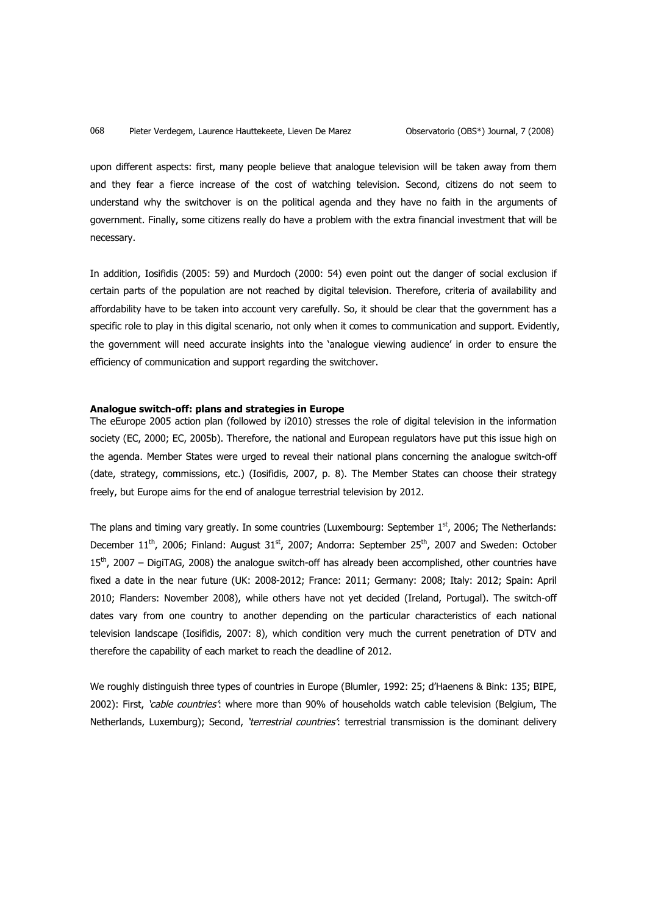upon different aspects: first, many people believe that analogue television will be taken away from them and they fear a fierce increase of the cost of watching television. Second, citizens do not seem to understand why the switchover is on the political agenda and they have no faith in the arguments of government. Finally, some citizens really do have a problem with the extra financial investment that will be necessary.

In addition, Iosifidis (2005: 59) and Murdoch (2000: 54) even point out the danger of social exclusion if certain parts of the population are not reached by digital television. Therefore, criteria of availability and affordability have to be taken into account very carefully. So, it should be clear that the government has a specific role to play in this digital scenario, not only when it comes to communication and support. Evidently, the government will need accurate insights into the 'analogue viewing audience' in order to ensure the efficiency of communication and support regarding the switchover.

**Analogue switch-off: plans and strategies in Europe**

The eEurope 2005 action plan (followed by i2010) stresses the role of digital television in the information society (EC, 2000; EC, 2005b). Therefore, the national and European regulators have put this issue high on the agenda. Member States were urged to reveal their national plans concerning the analogue switch-off (date, strategy, commissions, etc.) (Iosifidis, 2007, p. 8). The Member States can choose their strategy freely, but Europe aims for the end of analogue terrestrial television by 2012.

The plans and timing vary greatly. In some countries (Luxembourg: September 1st, 2006; The Netherlands: December 11th, 2006; Finland: August 31st, 2007; Andorra: September 25th, 2007 and Sweden: October 15th, 2007 – DigiTAG, 2008) the analogue switch-off has already been accomplished, other countries have fixed a date in the near future (UK: 2008-2012; France: 2011; Germany: 2008; Italy: 2012; Spain: April 2010; Flanders: November 2008), while others have not yet decided (Ireland, Portugal). The switch-off dates vary from one country to another depending on the particular characteristics of each national television landscape (Iosifidis, 2007: 8), which condition very much the current penetration of DTV and therefore the capability of each market to reach the deadline of 2012.

We roughly distinguish three types of countries in Europe (Blumler, 1992: 25; d'Haenens & Bink: 135; BIPE, 2002): First, *'cable countries'*: where more than 90% of households watch cable television (Belgium, The Netherlands, Luxemburg); Second, *'terrestrial countries'*: terrestrial transmission is the dominant delivery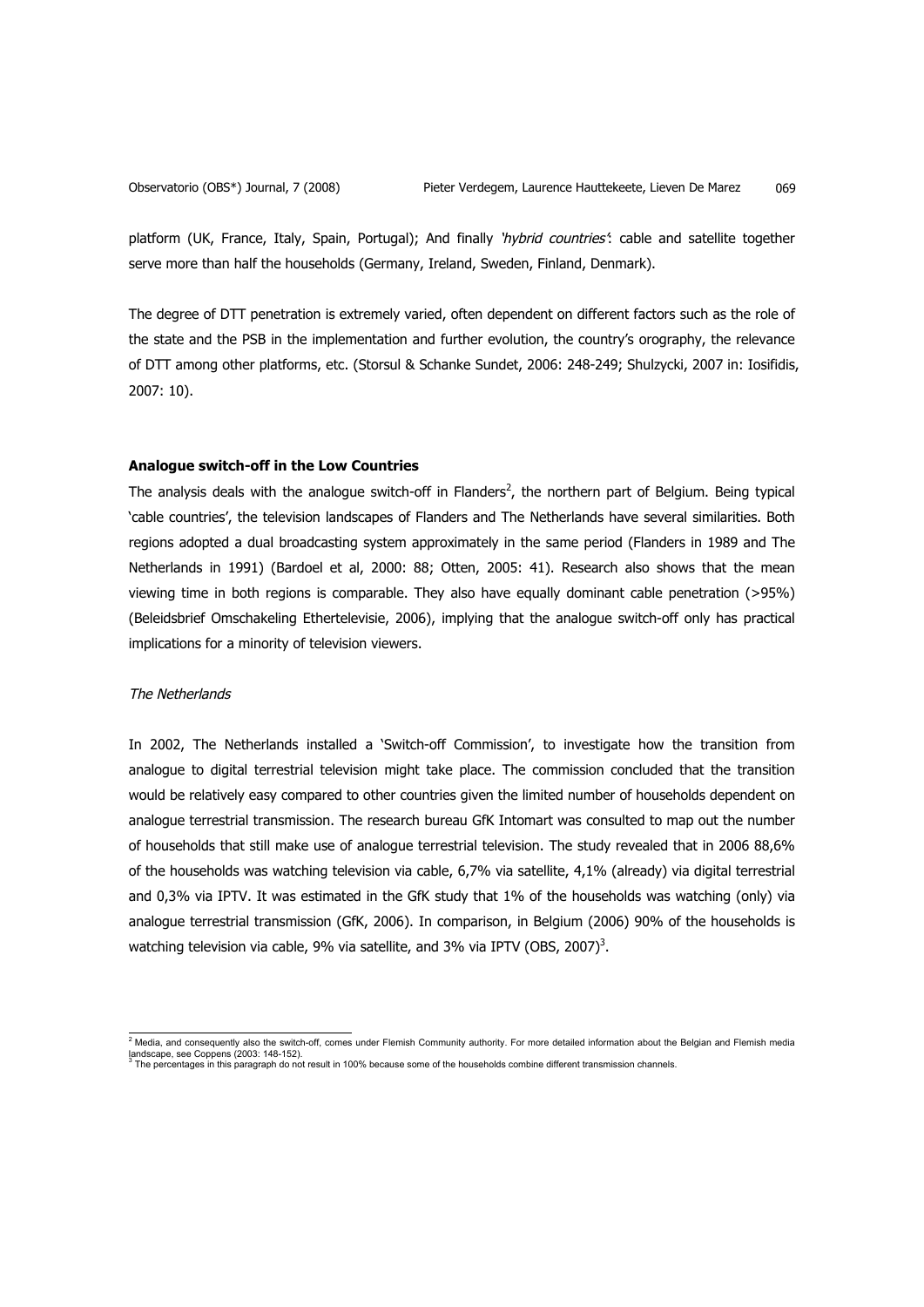platform (UK, France, Italy, Spain, Portugal); And finally *'hybrid countries'*: cable and satellite together serve more than half the households (Germany, Ireland, Sweden, Finland, Denmark).

The degree of DTT penetration is extremely varied, often dependent on different factors such as the role of the state and the PSB in the implementation and further evolution, the country's orography, the relevance of DTT among other platforms, etc. (Storsul & Schanke Sundet, 2006: 248-249; Shulzycki, 2007 in: Iosifidis, 2007: 10).

## Analogue switch-off in the Low Countries

The analysis deals with the analogue switch-off in Flanders[2], the northern part of Belgium. Being typical 'cable countries', the television landscapes of Flanders and The Netherlands have several similarities. Both regions adopted a dual broadcasting system approximately in the same period (Flanders in 1989 and The Netherlands in 1991) (Bardoel et al, 2000: 88; Otten, 2005: 41). Research also shows that the mean viewing time in both regions is comparable. They also have equally dominant cable penetration (>95%) (Beleidsbrief Omschakeling Ethertelevisie, 2006), implying that the analogue switch-off only has practical implications for a minority of television viewers.

### *The Netherlands*

In 2002, The Netherlands installed a 'Switch-off Commission', to investigate how the transition from analogue to digital terrestrial television might take place. The commission concluded that the transition would be relatively easy compared to other countries given the limited number of households dependent on analogue terrestrial transmission. The research bureau GfK Intomart was consulted to map out the number of households that still make use of analogue terrestrial television. The study revealed that in 2006 88,6% of the households was watching television via cable, 6,7% via satellite, 4,1% (already) via digital terrestrial and 0,3% via IPTV. It was estimated in the GfK study that 1% of the households was watching (only) via analogue terrestrial transmission (GfK, 2006). In comparison, in Belgium (2006) 90% of the households is watching television via cable, 9% via satellite, and 3% via IPTV (OBS, 2007)[3].

---

[2] Media, and consequently also the switch-off, comes under Flemish Community authority. For more detailed information about the Belgian and Flemish media landscape, see Coppens (2003: 148-152).

[3] The percentages in this paragraph do not result in 100% because some of the households combine different transmission channels.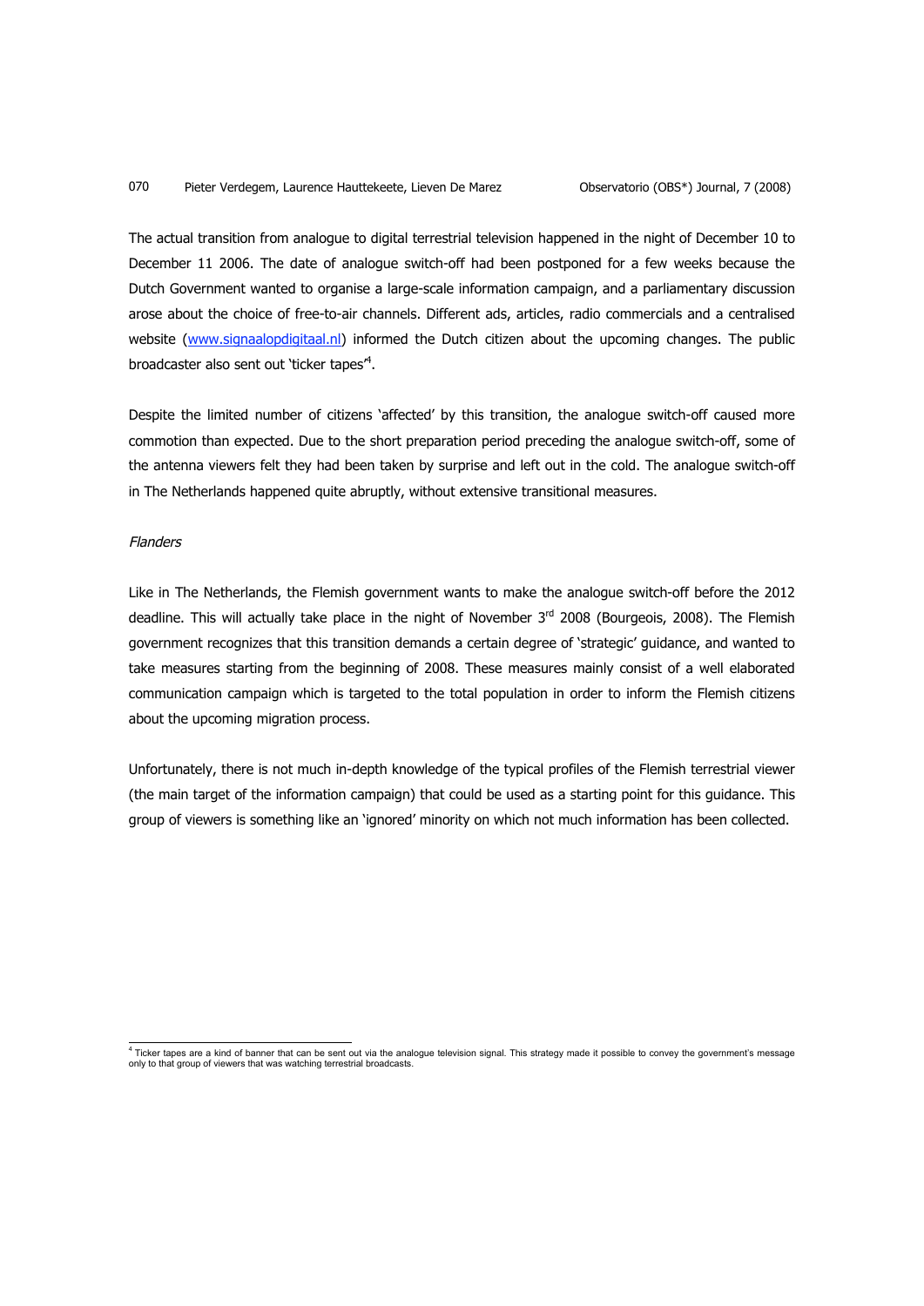The actual transition from analogue to digital terrestrial television happened in the night of December 10 to December 11 2006. The date of analogue switch-off had been postponed for a few weeks because the Dutch Government wanted to organise a large-scale information campaign, and a parliamentary discussion arose about the choice of free-to-air channels. Different ads, articles, radio commercials and a centralised website (www.signaalopdigitaal.nl) informed the Dutch citizen about the upcoming changes. The public broadcaster also sent out 'ticker tapes'[4].

Despite the limited number of citizens 'affected' by this transition, the analogue switch-off caused more commotion than expected. Due to the short preparation period preceding the analogue switch-off, some of the antenna viewers felt they had been taken by surprise and left out in the cold. The analogue switch-off in The Netherlands happened quite abruptly, without extensive transitional measures.

*Flanders*

Like in The Netherlands, the Flemish government wants to make the analogue switch-off before the 2012 deadline. This will actually take place in the night of November 3rd 2008 (Bourgeois, 2008). The Flemish government recognizes that this transition demands a certain degree of 'strategic' guidance, and wanted to take measures starting from the beginning of 2008. These measures mainly consist of a well elaborated communication campaign which is targeted to the total population in order to inform the Flemish citizens about the upcoming migration process.

Unfortunately, there is not much in-depth knowledge of the typical profiles of the Flemish terrestrial viewer (the main target of the information campaign) that could be used as a starting point for this guidance. This group of viewers is something like an 'ignored' minority on which not much information has been collected.

[4] Ticker tapes are a kind of banner that can be sent out via the analogue television signal. This strategy made it possible to convey the government's message only to that group of viewers that was watching terrestrial broadcasts.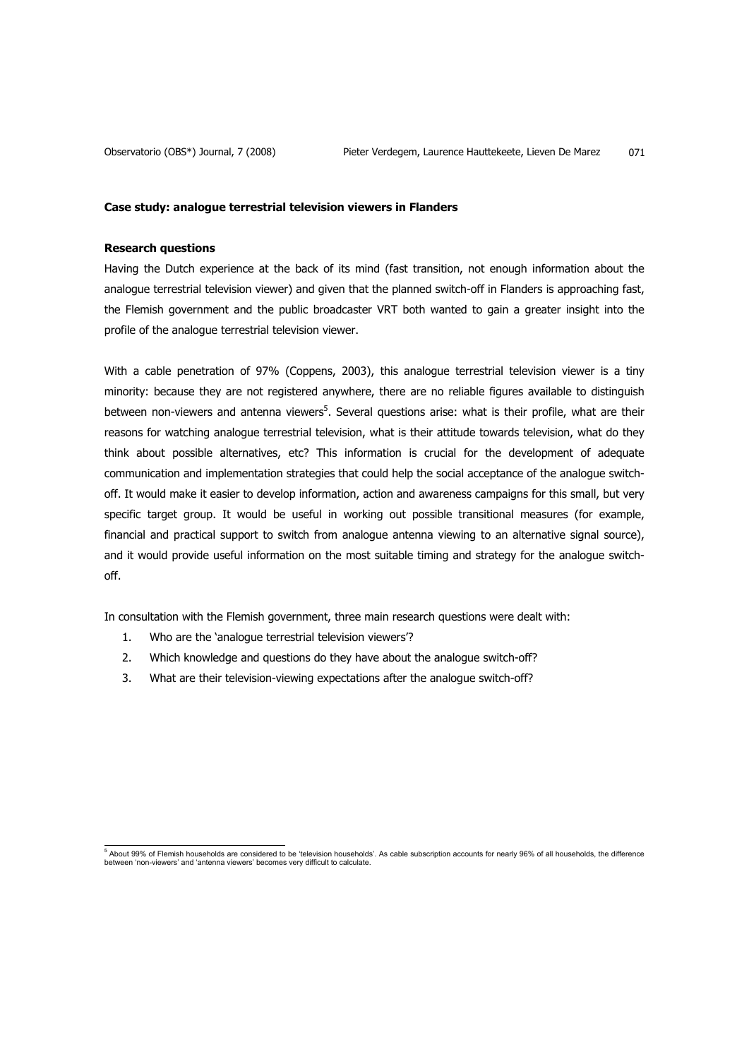**Case study: analogue terrestrial television viewers in Flanders**

**Research questions**

Having the Dutch experience at the back of its mind (fast transition, not enough information about the analogue terrestrial television viewer) and given that the planned switch-off in Flanders is approaching fast, the Flemish government and the public broadcaster VRT both wanted to gain a greater insight into the profile of the analogue terrestrial television viewer.

With a cable penetration of 97% (Coppens, 2003), this analogue terrestrial television viewer is a tiny minority: because they are not registered anywhere, there are no reliable figures available to distinguish between non-viewers and antenna viewers[5]. Several questions arise: what is their profile, what are their reasons for watching analogue terrestrial television, what is their attitude towards television, what do they think about possible alternatives, etc? This information is crucial for the development of adequate communication and implementation strategies that could help the social acceptance of the analogue switch-off. It would make it easier to develop information, action and awareness campaigns for this small, but very specific target group. It would be useful in working out possible transitional measures (for example, financial and practical support to switch from analogue antenna viewing to an alternative signal source), and it would provide useful information on the most suitable timing and strategy for the analogue switch-off.

In consultation with the Flemish government, three main research questions were dealt with:

1. Who are the 'analogue terrestrial television viewers'?
2. Which knowledge and questions do they have about the analogue switch-off?
3. What are their television-viewing expectations after the analogue switch-off?

---

[5] About 99% of Flemish households are considered to be 'television households'. As cable subscription accounts for nearly 96% of all households, the difference between 'non-viewers' and 'antenna viewers' becomes very difficult to calculate.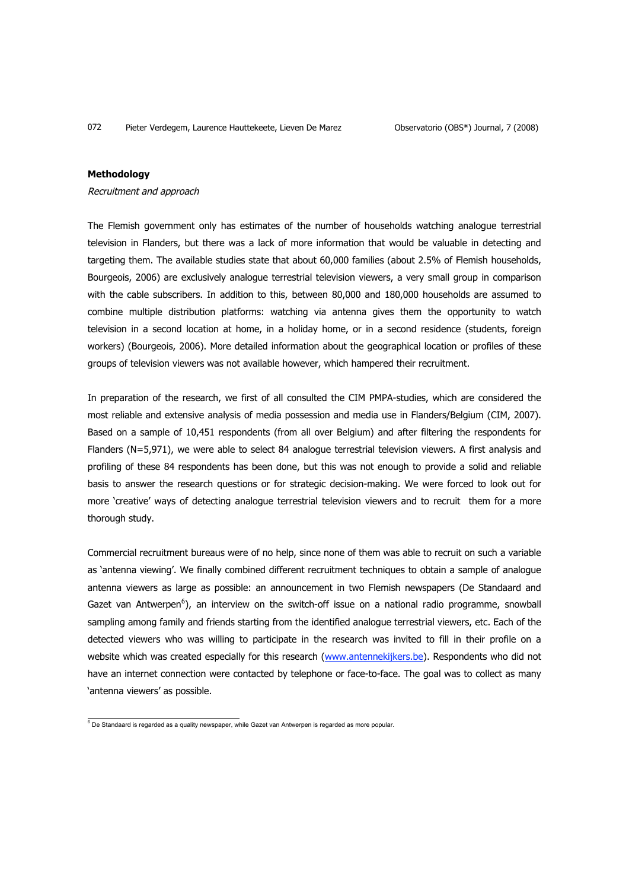**Methodology**

*Recruitment and approach*

The Flemish government only has estimates of the number of households watching analogue terrestrial television in Flanders, but there was a lack of more information that would be valuable in detecting and targeting them. The available studies state that about 60,000 families (about 2.5% of Flemish households, Bourgeois, 2006) are exclusively analogue terrestrial television viewers, a very small group in comparison with the cable subscribers. In addition to this, between 80,000 and 180,000 households are assumed to combine multiple distribution platforms: watching via antenna gives them the opportunity to watch television in a second location at home, in a holiday home, or in a second residence (students, foreign workers) (Bourgeois, 2006). More detailed information about the geographical location or profiles of these groups of television viewers was not available however, which hampered their recruitment.

In preparation of the research, we first of all consulted the CIM PMPA-studies, which are considered the most reliable and extensive analysis of media possession and media use in Flanders/Belgium (CIM, 2007). Based on a sample of 10,451 respondents (from all over Belgium) and after filtering the respondents for Flanders (N=5,971), we were able to select 84 analogue terrestrial television viewers. A first analysis and profiling of these 84 respondents has been done, but this was not enough to provide a solid and reliable basis to answer the research questions or for strategic decision-making. We were forced to look out for more 'creative' ways of detecting analogue terrestrial television viewers and to recruit them for a more thorough study.

Commercial recruitment bureaus were of no help, since none of them was able to recruit on such a variable as 'antenna viewing'. We finally combined different recruitment techniques to obtain a sample of analogue antenna viewers as large as possible: an announcement in two Flemish newspapers (De Standaard and Gazet van Antwerpen[6]), an interview on the switch-off issue on a national radio programme, snowball sampling among family and friends starting from the identified analogue terrestrial viewers, etc. Each of the detected viewers who was willing to participate in the research was invited to fill in their profile on a website which was created especially for this research (www.antennekijkers.be). Respondents who did not have an internet connection were contacted by telephone or face-to-face. The goal was to collect as many 'antenna viewers' as possible.

[6] De Standaard is regarded as a quality newspaper, while Gazet van Antwerpen is regarded as more popular.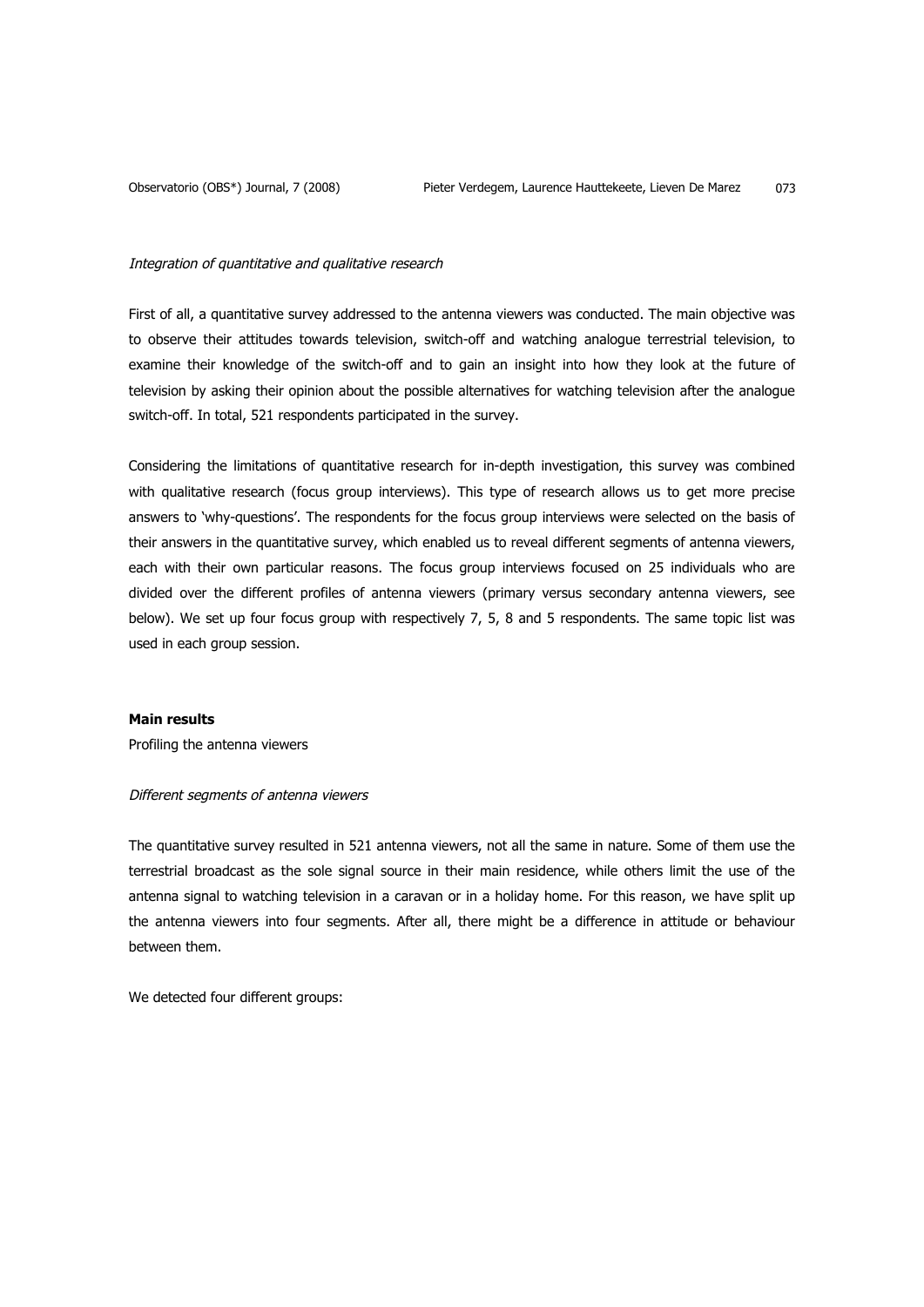*Integration of quantitative and qualitative research*

First of all, a quantitative survey addressed to the antenna viewers was conducted. The main objective was to observe their attitudes towards television, switch-off and watching analogue terrestrial television, to examine their knowledge of the switch-off and to gain an insight into how they look at the future of television by asking their opinion about the possible alternatives for watching television after the analogue switch-off. In total, 521 respondents participated in the survey.

Considering the limitations of quantitative research for in-depth investigation, this survey was combined with qualitative research (focus group interviews). This type of research allows us to get more precise answers to 'why-questions'. The respondents for the focus group interviews were selected on the basis of their answers in the quantitative survey, which enabled us to reveal different segments of antenna viewers, each with their own particular reasons. The focus group interviews focused on 25 individuals who are divided over the different profiles of antenna viewers (primary versus secondary antenna viewers, see below). We set up four focus group with respectively 7, 5, 8 and 5 respondents. The same topic list was used in each group session.

**Main results**

Profiling the antenna viewers

*Different segments of antenna viewers*

The quantitative survey resulted in 521 antenna viewers, not all the same in nature. Some of them use the terrestrial broadcast as the sole signal source in their main residence, while others limit the use of the antenna signal to watching television in a caravan or in a holiday home. For this reason, we have split up the antenna viewers into four segments. After all, there might be a difference in attitude or behaviour between them.

We detected four different groups: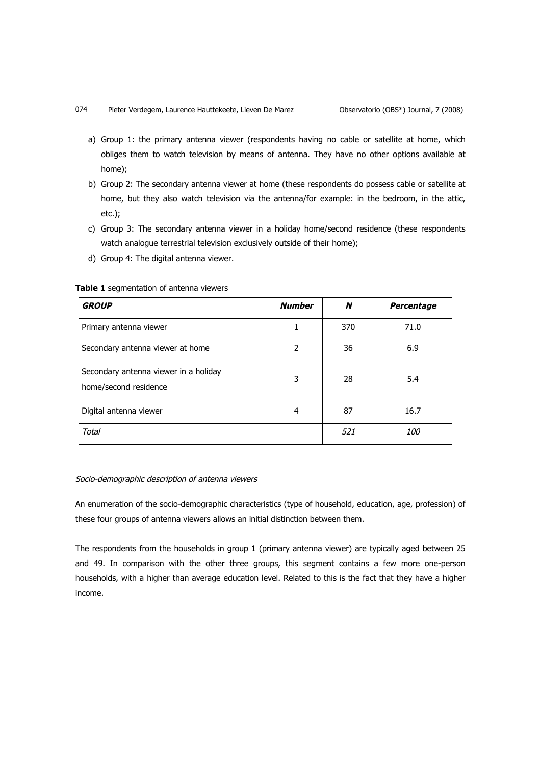a) Group 1: the primary antenna viewer (respondents having no cable or satellite at home, which obliges them to watch television by means of antenna. They have no other options available at home);
b) Group 2: The secondary antenna viewer at home (these respondents do possess cable or satellite at home, but they also watch television via the antenna/for example: in the bedroom, in the attic, etc.);
c) Group 3: The secondary antenna viewer in a holiday home/second residence (these respondents watch analogue terrestrial television exclusively outside of their home);
d) Group 4: The digital antenna viewer.

**Table 1** segmentation of antenna viewers

| ***GROUP*** | ***Number*** | ***N*** | ***Percentage*** |
|---|---|---|---|
| Primary antenna viewer | 1 | 370 | 71.0 |
| Secondary antenna viewer at home | 2 | 36 | 6.9 |
| Secondary antenna viewer in a holiday home/second residence | 3 | 28 | 5.4 |
| Digital antenna viewer | 4 | 87 | 16.7 |
| *Total* | | *521* | *100* |

*Socio-demographic description of antenna viewers*

An enumeration of the socio-demographic characteristics (type of household, education, age, profession) of these four groups of antenna viewers allows an initial distinction between them.

The respondents from the households in group 1 (primary antenna viewer) are typically aged between 25 and 49. In comparison with the other three groups, this segment contains a few more one-person households, with a higher than average education level. Related to this is the fact that they have a higher income.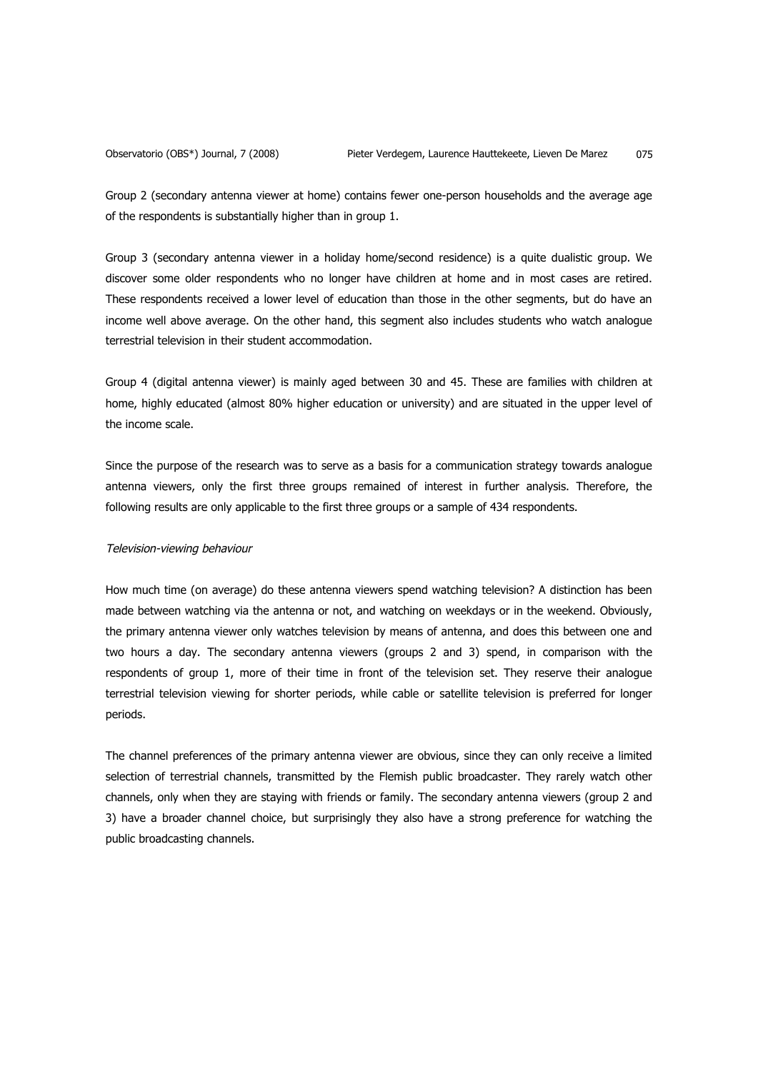Group 2 (secondary antenna viewer at home) contains fewer one-person households and the average age of the respondents is substantially higher than in group 1.

Group 3 (secondary antenna viewer in a holiday home/second residence) is a quite dualistic group. We discover some older respondents who no longer have children at home and in most cases are retired. These respondents received a lower level of education than those in the other segments, but do have an income well above average. On the other hand, this segment also includes students who watch analogue terrestrial television in their student accommodation.

Group 4 (digital antenna viewer) is mainly aged between 30 and 45. These are families with children at home, highly educated (almost 80% higher education or university) and are situated in the upper level of the income scale.

Since the purpose of the research was to serve as a basis for a communication strategy towards analogue antenna viewers, only the first three groups remained of interest in further analysis. Therefore, the following results are only applicable to the first three groups or a sample of 434 respondents.

*Television-viewing behaviour*

How much time (on average) do these antenna viewers spend watching television? A distinction has been made between watching via the antenna or not, and watching on weekdays or in the weekend. Obviously, the primary antenna viewer only watches television by means of antenna, and does this between one and two hours a day. The secondary antenna viewers (groups 2 and 3) spend, in comparison with the respondents of group 1, more of their time in front of the television set. They reserve their analogue terrestrial television viewing for shorter periods, while cable or satellite television is preferred for longer periods.

The channel preferences of the primary antenna viewer are obvious, since they can only receive a limited selection of terrestrial channels, transmitted by the Flemish public broadcaster. They rarely watch other channels, only when they are staying with friends or family. The secondary antenna viewers (group 2 and 3) have a broader channel choice, but surprisingly they also have a strong preference for watching the public broadcasting channels.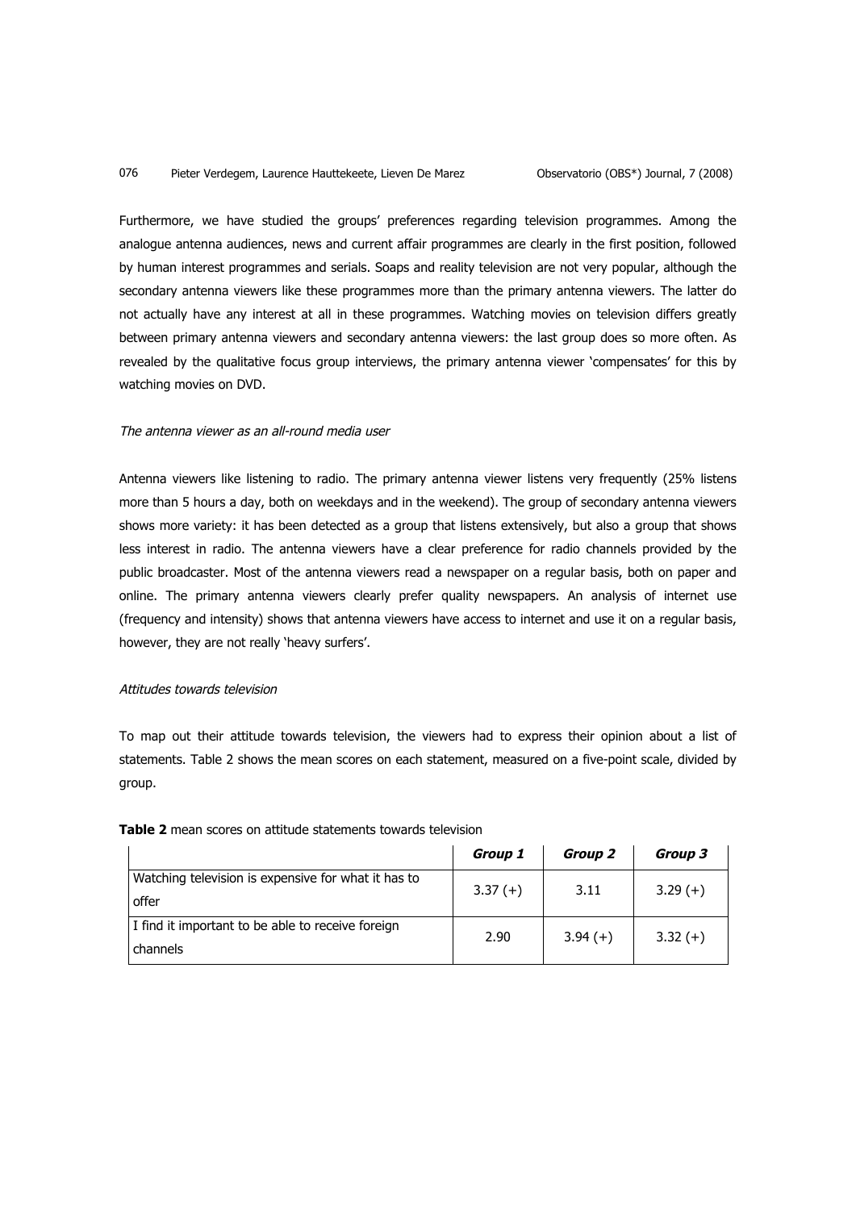Furthermore, we have studied the groups' preferences regarding television programmes. Among the analogue antenna audiences, news and current affair programmes are clearly in the first position, followed by human interest programmes and serials. Soaps and reality television are not very popular, although the secondary antenna viewers like these programmes more than the primary antenna viewers. The latter do not actually have any interest at all in these programmes. Watching movies on television differs greatly between primary antenna viewers and secondary antenna viewers: the last group does so more often. As revealed by the qualitative focus group interviews, the primary antenna viewer 'compensates' for this by watching movies on DVD.

*The antenna viewer as an all-round media user*

Antenna viewers like listening to radio. The primary antenna viewer listens very frequently (25% listens more than 5 hours a day, both on weekdays and in the weekend). The group of secondary antenna viewers shows more variety: it has been detected as a group that listens extensively, but also a group that shows less interest in radio. The antenna viewers have a clear preference for radio channels provided by the public broadcaster. Most of the antenna viewers read a newspaper on a regular basis, both on paper and online. The primary antenna viewers clearly prefer quality newspapers. An analysis of internet use (frequency and intensity) shows that antenna viewers have access to internet and use it on a regular basis, however, they are not really 'heavy surfers'.

*Attitudes towards television*

To map out their attitude towards television, the viewers had to express their opinion about a list of statements. Table 2 shows the mean scores on each statement, measured on a five-point scale, divided by group.

**Table 2** mean scores on attitude statements towards television

| | ***Group 1*** | ***Group 2*** | ***Group 3*** |
|---|---|---|---|
| Watching television is expensive for what it has to offer | 3.37 (+) | 3.11 | 3.29 (+) |
| I find it important to be able to receive foreign channels | 2.90 | 3.94 (+) | 3.32 (+) |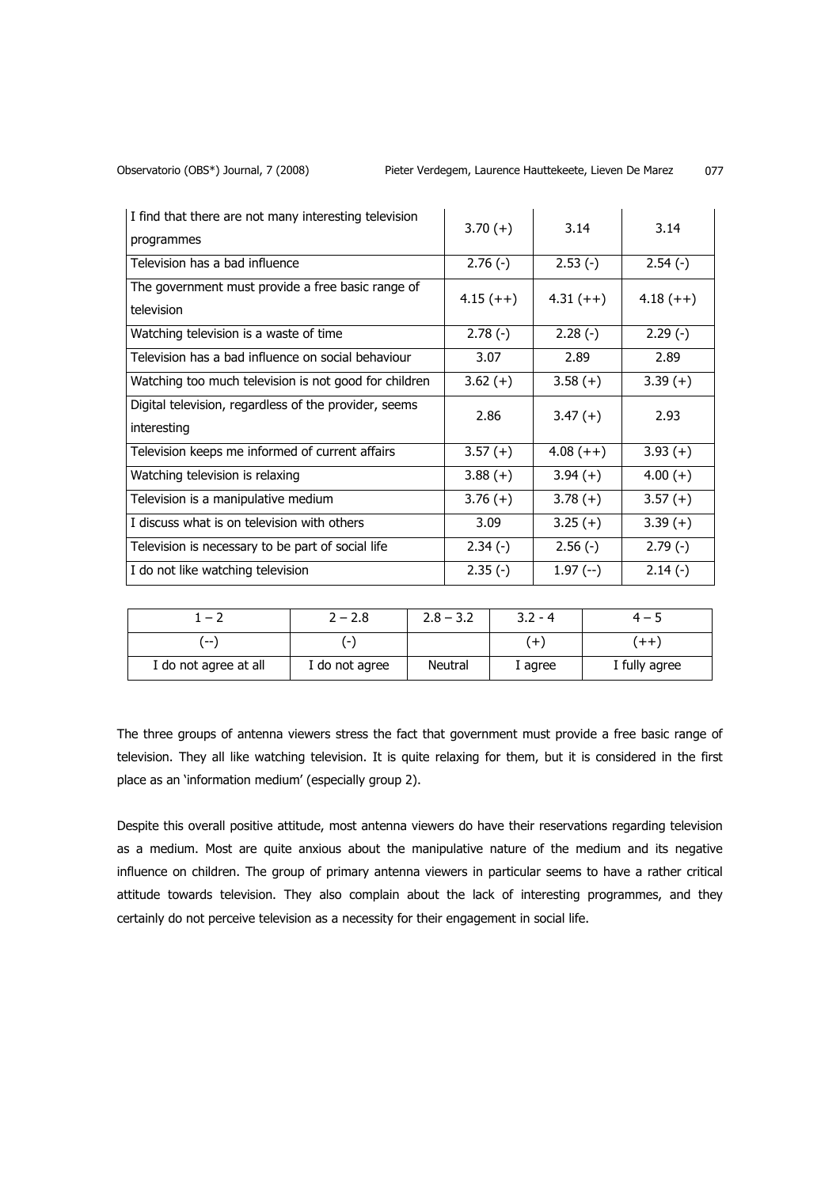| | | | |
|---|---|---|---|
| I find that there are not many interesting television programmes | 3.70 (+) | 3.14 | 3.14 |
| Television has a bad influence | 2.76 (-) | 2.53 (-) | 2.54 (-) |
| The government must provide a free basic range of television | 4.15 (++) | 4.31 (++) | 4.18 (++) |
| Watching television is a waste of time | 2.78 (-) | 2.28 (-) | 2.29 (-) |
| Television has a bad influence on social behaviour | 3.07 | 2.89 | 2.89 |
| Watching too much television is not good for children | 3.62 (+) | 3.58 (+) | 3.39 (+) |
| Digital television, regardless of the provider, seems interesting | 2.86 | 3.47 (+) | 2.93 |
| Television keeps me informed of current affairs | 3.57 (+) | 4.08 (++) | 3.93 (+) |
| Watching television is relaxing | 3.88 (+) | 3.94 (+) | 4.00 (+) |
| Television is a manipulative medium | 3.76 (+) | 3.78 (+) | 3.57 (+) |
| I discuss what is on television with others | 3.09 | 3.25 (+) | 3.39 (+) |
| Television is necessary to be part of social life | 2.34 (-) | 2.56 (-) | 2.79 (-) |
| I do not like watching television | 2.35 (-) | 1.97 (--) | 2.14 (-) |

| 1 – 2 | 2 – 2.8 | 2.8 – 3.2 | 3.2 - 4 | 4 – 5 |
|---|---|---|---|---|
| (--) | (-) | | (+) | (++) |
| I do not agree at all | I do not agree | Neutral | I agree | I fully agree |

The three groups of antenna viewers stress the fact that government must provide a free basic range of television. They all like watching television. It is quite relaxing for them, but it is considered in the first place as an 'information medium' (especially group 2).

Despite this overall positive attitude, most antenna viewers do have their reservations regarding television as a medium. Most are quite anxious about the manipulative nature of the medium and its negative influence on children. The group of primary antenna viewers in particular seems to have a rather critical attitude towards television. They also complain about the lack of interesting programmes, and they certainly do not perceive television as a necessity for their engagement in social life.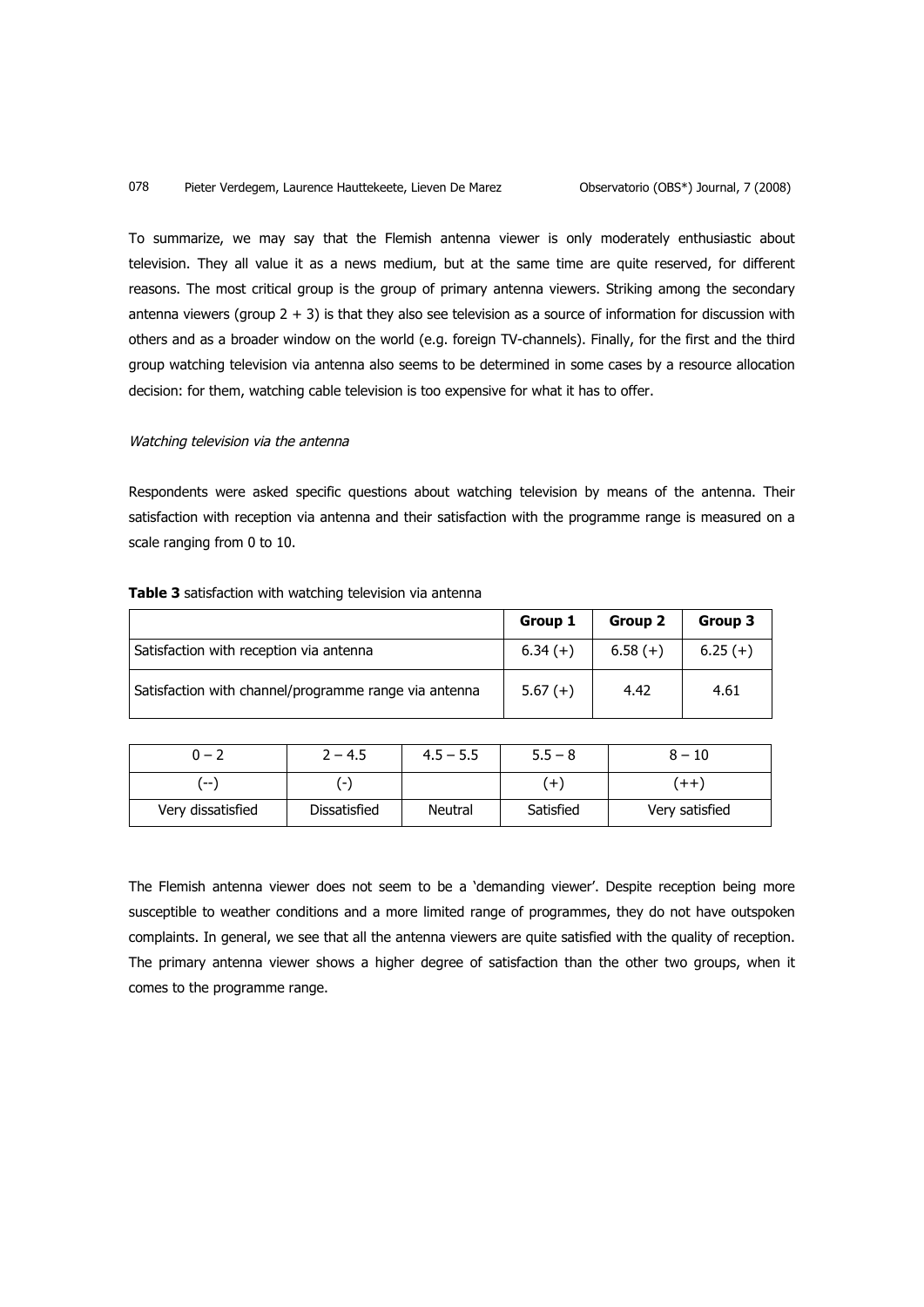To summarize, we may say that the Flemish antenna viewer is only moderately enthusiastic about television. They all value it as a news medium, but at the same time are quite reserved, for different reasons. The most critical group is the group of primary antenna viewers. Striking among the secondary antenna viewers (group 2 + 3) is that they also see television as a source of information for discussion with others and as a broader window on the world (e.g. foreign TV-channels). Finally, for the first and the third group watching television via antenna also seems to be determined in some cases by a resource allocation decision: for them, watching cable television is too expensive for what it has to offer.

*Watching television via the antenna*

Respondents were asked specific questions about watching television by means of the antenna. Their satisfaction with reception via antenna and their satisfaction with the programme range is measured on a scale ranging from 0 to 10.

**Table 3** satisfaction with watching television via antenna

| | Group 1 | Group 2 | Group 3 |
|---|---|---|---|
| Satisfaction with reception via antenna | 6.34 (+) | 6.58 (+) | 6.25 (+) |
| Satisfaction with channel/programme range via antenna | 5.67 (+) | 4.42 | 4.61 |

| 0 – 2 | 2 – 4.5 | 4.5 – 5.5 | 5.5 – 8 | 8 – 10 |
|---|---|---|---|---|
| (--) | (-) | | (+) | (++) |
| Very dissatisfied | Dissatisfied | Neutral | Satisfied | Very satisfied |

The Flemish antenna viewer does not seem to be a 'demanding viewer'. Despite reception being more susceptible to weather conditions and a more limited range of programmes, they do not have outspoken complaints. In general, we see that all the antenna viewers are quite satisfied with the quality of reception. The primary antenna viewer shows a higher degree of satisfaction than the other two groups, when it comes to the programme range.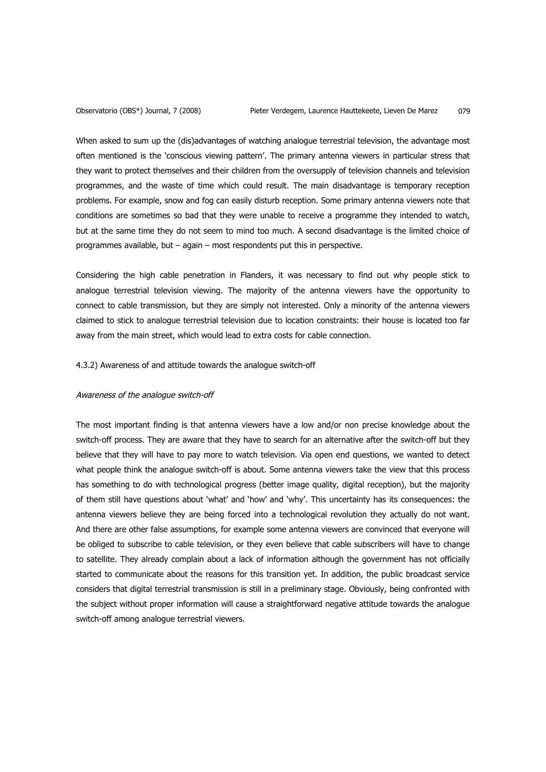When asked to sum up the (dis)advantages of watching analogue terrestrial television, the advantage most often mentioned is the 'conscious viewing pattern'. The primary antenna viewers in particular stress that they want to protect themselves and their children from the oversupply of television channels and television programmes, and the waste of time which could result. The main disadvantage is temporary reception problems. For example, snow and fog can easily disturb reception. Some primary antenna viewers note that conditions are sometimes so bad that they were unable to receive a programme they intended to watch, but at the same time they do not seem to mind too much. A second disadvantage is the limited choice of programmes available, but – again – most respondents put this in perspective.

Considering the high cable penetration in Flanders, it was necessary to find out why people stick to analogue terrestrial television viewing. The majority of the antenna viewers have the opportunity to connect to cable transmission, but they are simply not interested. Only a minority of the antenna viewers claimed to stick to analogue terrestrial television due to location constraints: their house is located too far away from the main street, which would lead to extra costs for cable connection.

### 4.3.2) Awareness of and attitude towards the analogue switch-off

*Awareness of the analogue switch-off*

The most important finding is that antenna viewers have a low and/or non precise knowledge about the switch-off process. They are aware that they have to search for an alternative after the switch-off but they believe that they will have to pay more to watch television. Via open end questions, we wanted to detect what people think the analogue switch-off is about. Some antenna viewers take the view that this process has something to do with technological progress (better image quality, digital reception), but the majority of them still have questions about 'what' and 'how' and 'why'. This uncertainty has its consequences: the antenna viewers believe they are being forced into a technological revolution they actually do not want. And there are other false assumptions, for example some antenna viewers are convinced that everyone will be obliged to subscribe to cable television, or they even believe that cable subscribers will have to change to satellite. They already complain about a lack of information although the government has not officially started to communicate about the reasons for this transition yet. In addition, the public broadcast service considers that digital terrestrial transmission is still in a preliminary stage. Obviously, being confronted with the subject without proper information will cause a straightforward negative attitude towards the analogue switch-off among analogue terrestrial viewers.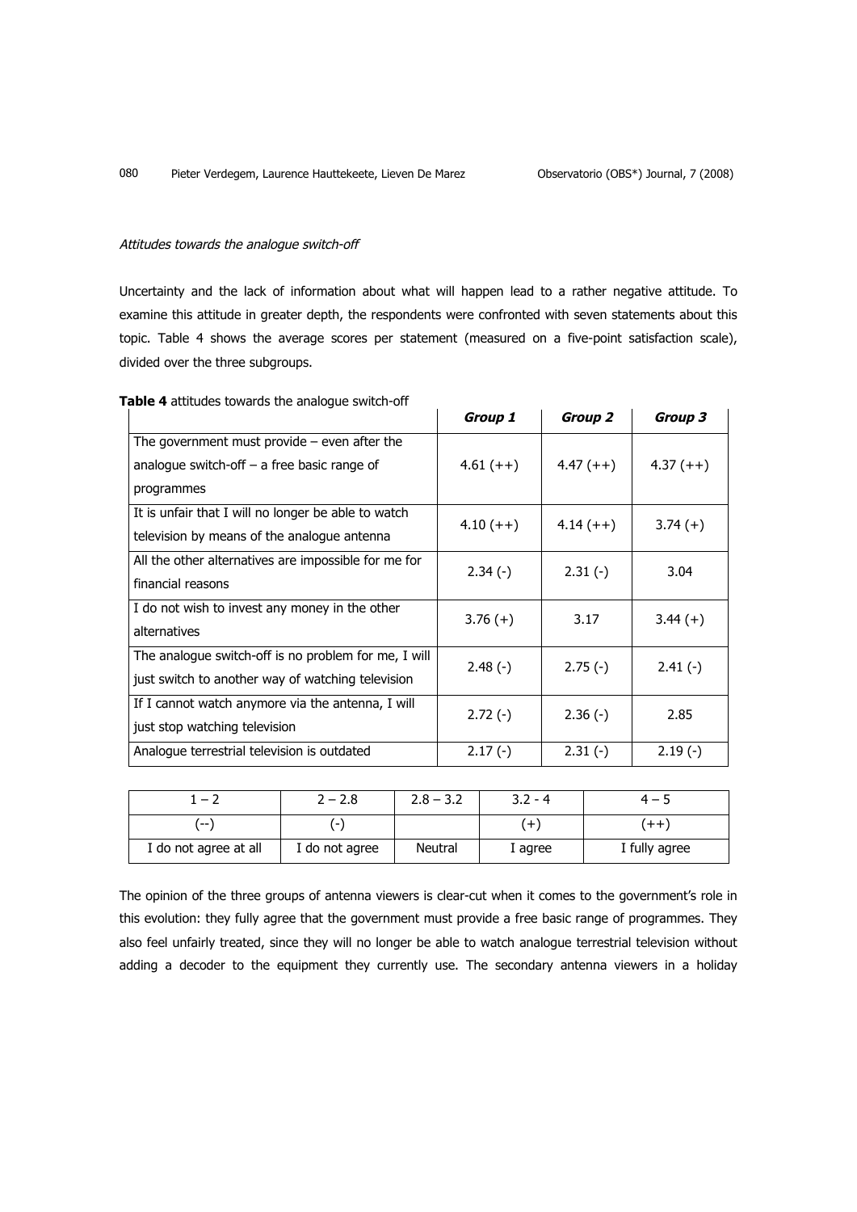*Attitudes towards the analogue switch-off*

Uncertainty and the lack of information about what will happen lead to a rather negative attitude. To examine this attitude in greater depth, the respondents were confronted with seven statements about this topic. Table 4 shows the average scores per statement (measured on a five-point satisfaction scale), divided over the three subgroups.

**Table 4** attitudes towards the analogue switch-off

| | ***Group 1*** | ***Group 2*** | ***Group 3*** |
|---|---|---|---|
| The government must provide – even after the analogue switch-off – a free basic range of programmes | 4.61 (++) | 4.47 (++) | 4.37 (++) |
| It is unfair that I will no longer be able to watch television by means of the analogue antenna | 4.10 (++) | 4.14 (++) | 3.74 (+) |
| All the other alternatives are impossible for me for financial reasons | 2.34 (-) | 2.31 (-) | 3.04 |
| I do not wish to invest any money in the other alternatives | 3.76 (+) | 3.17 | 3.44 (+) |
| The analogue switch-off is no problem for me, I will just switch to another way of watching television | 2.48 (-) | 2.75 (-) | 2.41 (-) |
| If I cannot watch anymore via the antenna, I will just stop watching television | 2.72 (-) | 2.36 (-) | 2.85 |
| Analogue terrestrial television is outdated | 2.17 (-) | 2.31 (-) | 2.19 (-) |

| 1 – 2 | 2 – 2.8 | 2.8 – 3.2 | 3.2 - 4 | 4 – 5 |
|---|---|---|---|---|
| (--) | (-) | | (+) | (++) |
| I do not agree at all | I do not agree | Neutral | I agree | I fully agree |

The opinion of the three groups of antenna viewers is clear-cut when it comes to the government's role in this evolution: they fully agree that the government must provide a free basic range of programmes. They also feel unfairly treated, since they will no longer be able to watch analogue terrestrial television without adding a decoder to the equipment they currently use. The secondary antenna viewers in a holiday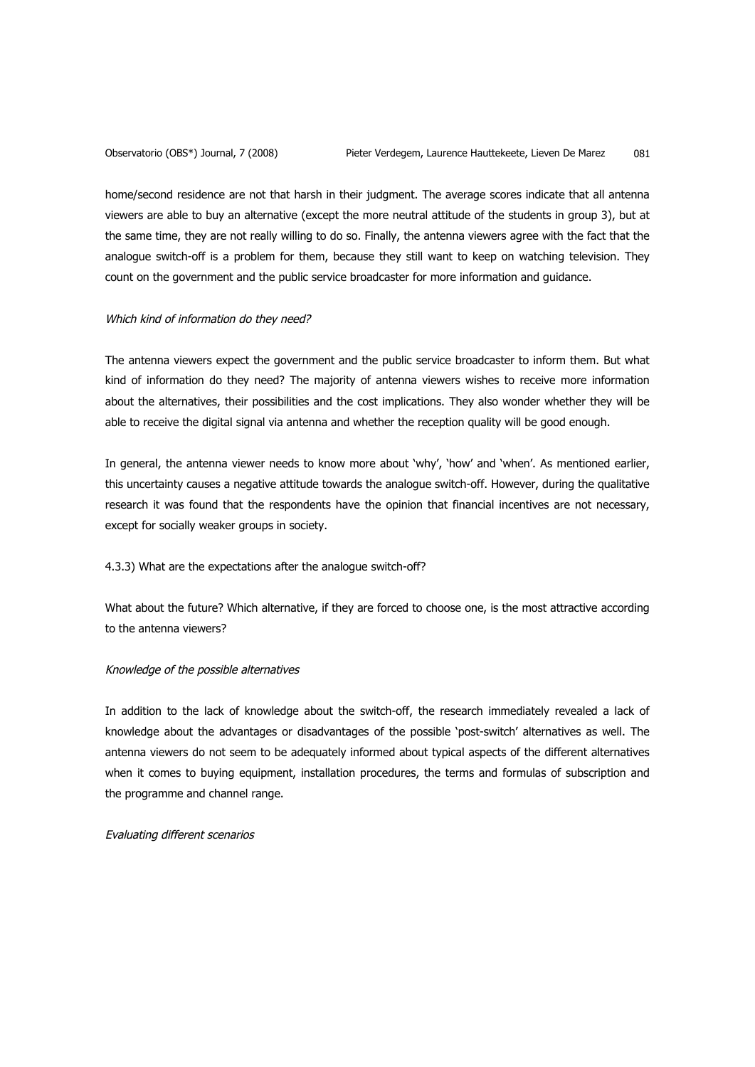home/second residence are not that harsh in their judgment. The average scores indicate that all antenna viewers are able to buy an alternative (except the more neutral attitude of the students in group 3), but at the same time, they are not really willing to do so. Finally, the antenna viewers agree with the fact that the analogue switch-off is a problem for them, because they still want to keep on watching television. They count on the government and the public service broadcaster for more information and guidance.

*Which kind of information do they need?*

The antenna viewers expect the government and the public service broadcaster to inform them. But what kind of information do they need? The majority of antenna viewers wishes to receive more information about the alternatives, their possibilities and the cost implications. They also wonder whether they will be able to receive the digital signal via antenna and whether the reception quality will be good enough.

In general, the antenna viewer needs to know more about 'why', 'how' and 'when'. As mentioned earlier, this uncertainty causes a negative attitude towards the analogue switch-off. However, during the qualitative research it was found that the respondents have the opinion that financial incentives are not necessary, except for socially weaker groups in society.

4.3.3) What are the expectations after the analogue switch-off?

What about the future? Which alternative, if they are forced to choose one, is the most attractive according to the antenna viewers?

*Knowledge of the possible alternatives*

In addition to the lack of knowledge about the switch-off, the research immediately revealed a lack of knowledge about the advantages or disadvantages of the possible 'post-switch' alternatives as well. The antenna viewers do not seem to be adequately informed about typical aspects of the different alternatives when it comes to buying equipment, installation procedures, the terms and formulas of subscription and the programme and channel range.

*Evaluating different scenarios*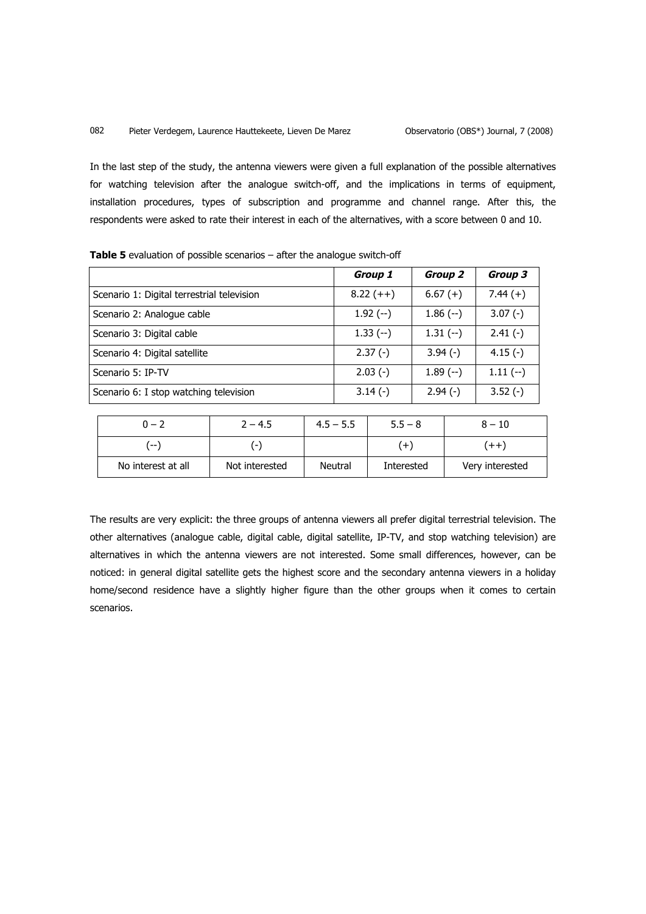In the last step of the study, the antenna viewers were given a full explanation of the possible alternatives for watching television after the analogue switch-off, and the implications in terms of equipment, installation procedures, types of subscription and programme and channel range. After this, the respondents were asked to rate their interest in each of the alternatives, with a score between 0 and 10.

**Table 5** evaluation of possible scenarios – after the analogue switch-off

| | ***Group 1*** | ***Group 2*** | ***Group 3*** |
|---|---|---|---|
| Scenario 1: Digital terrestrial television | 8.22 (++) | 6.67 (+) | 7.44 (+) |
| Scenario 2: Analogue cable | 1.92 (--) | 1.86 (--) | 3.07 (-) |
| Scenario 3: Digital cable | 1.33 (--) | 1.31 (--) | 2.41 (-) |
| Scenario 4: Digital satellite | 2.37 (-) | 3.94 (-) | 4.15 (-) |
| Scenario 5: IP-TV | 2.03 (-) | 1.89 (--) | 1.11 (--) |
| Scenario 6: I stop watching television | 3.14 (-) | 2.94 (-) | 3.52 (-) |

| 0 – 2 | 2 – 4.5 | 4.5 – 5.5 | 5.5 – 8 | 8 – 10 |
|---|---|---|---|---|
| (--) | (-) | | (+) | (++) |
| No interest at all | Not interested | Neutral | Interested | Very interested |

The results are very explicit: the three groups of antenna viewers all prefer digital terrestrial television. The other alternatives (analogue cable, digital cable, digital satellite, IP-TV, and stop watching television) are alternatives in which the antenna viewers are not interested. Some small differences, however, can be noticed: in general digital satellite gets the highest score and the secondary antenna viewers in a holiday home/second residence have a slightly higher figure than the other groups when it comes to certain scenarios.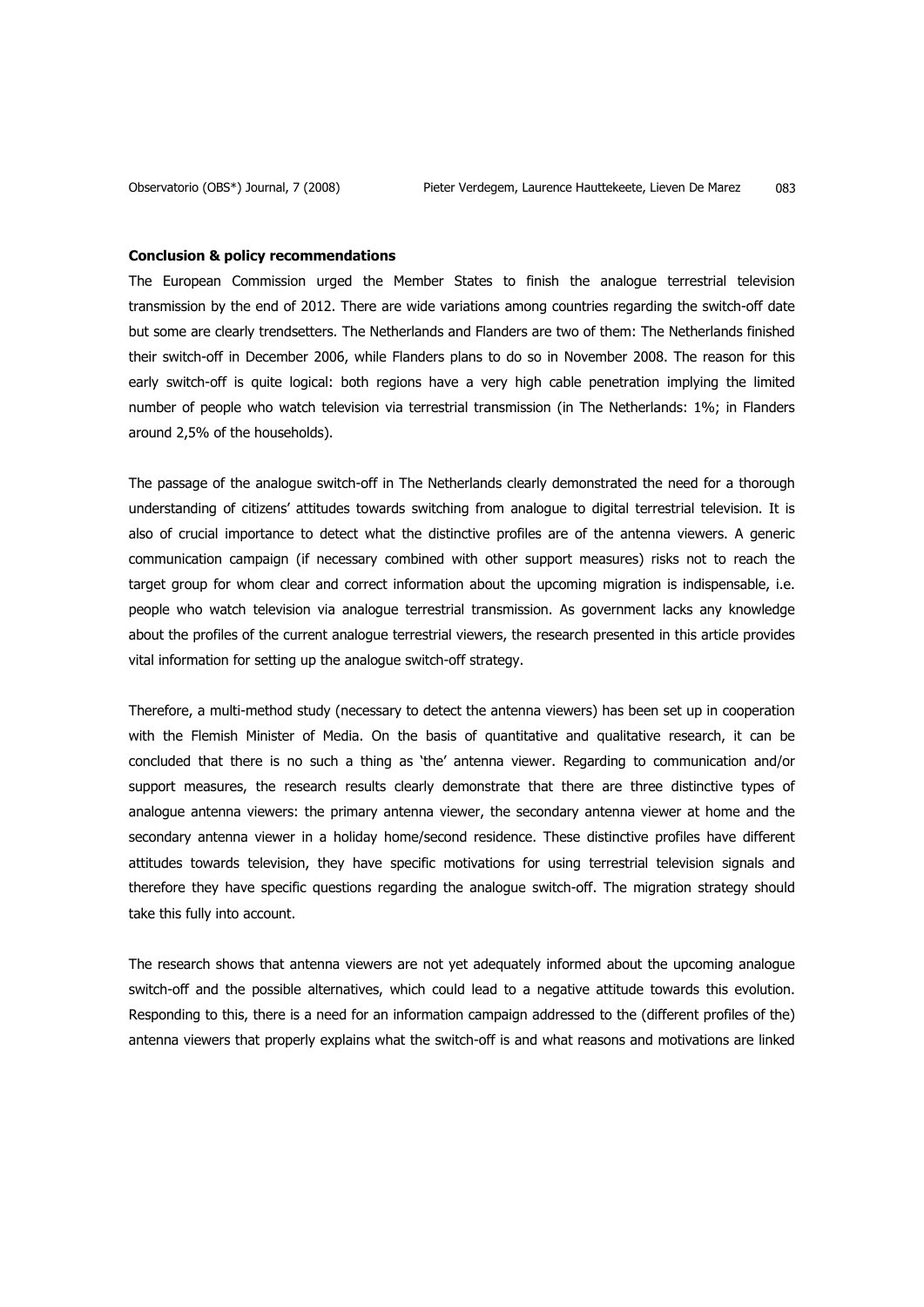**Conclusion & policy recommendations**

The European Commission urged the Member States to finish the analogue terrestrial television transmission by the end of 2012. There are wide variations among countries regarding the switch-off date but some are clearly trendsetters. The Netherlands and Flanders are two of them: The Netherlands finished their switch-off in December 2006, while Flanders plans to do so in November 2008. The reason for this early switch-off is quite logical: both regions have a very high cable penetration implying the limited number of people who watch television via terrestrial transmission (in The Netherlands: 1%; in Flanders around 2,5% of the households).

The passage of the analogue switch-off in The Netherlands clearly demonstrated the need for a thorough understanding of citizens' attitudes towards switching from analogue to digital terrestrial television. It is also of crucial importance to detect what the distinctive profiles are of the antenna viewers. A generic communication campaign (if necessary combined with other support measures) risks not to reach the target group for whom clear and correct information about the upcoming migration is indispensable, i.e. people who watch television via analogue terrestrial transmission. As government lacks any knowledge about the profiles of the current analogue terrestrial viewers, the research presented in this article provides vital information for setting up the analogue switch-off strategy.

Therefore, a multi-method study (necessary to detect the antenna viewers) has been set up in cooperation with the Flemish Minister of Media. On the basis of quantitative and qualitative research, it can be concluded that there is no such a thing as 'the' antenna viewer. Regarding to communication and/or support measures, the research results clearly demonstrate that there are three distinctive types of analogue antenna viewers: the primary antenna viewer, the secondary antenna viewer at home and the secondary antenna viewer in a holiday home/second residence. These distinctive profiles have different attitudes towards television, they have specific motivations for using terrestrial television signals and therefore they have specific questions regarding the analogue switch-off. The migration strategy should take this fully into account.

The research shows that antenna viewers are not yet adequately informed about the upcoming analogue switch-off and the possible alternatives, which could lead to a negative attitude towards this evolution. Responding to this, there is a need for an information campaign addressed to the (different profiles of the) antenna viewers that properly explains what the switch-off is and what reasons and motivations are linked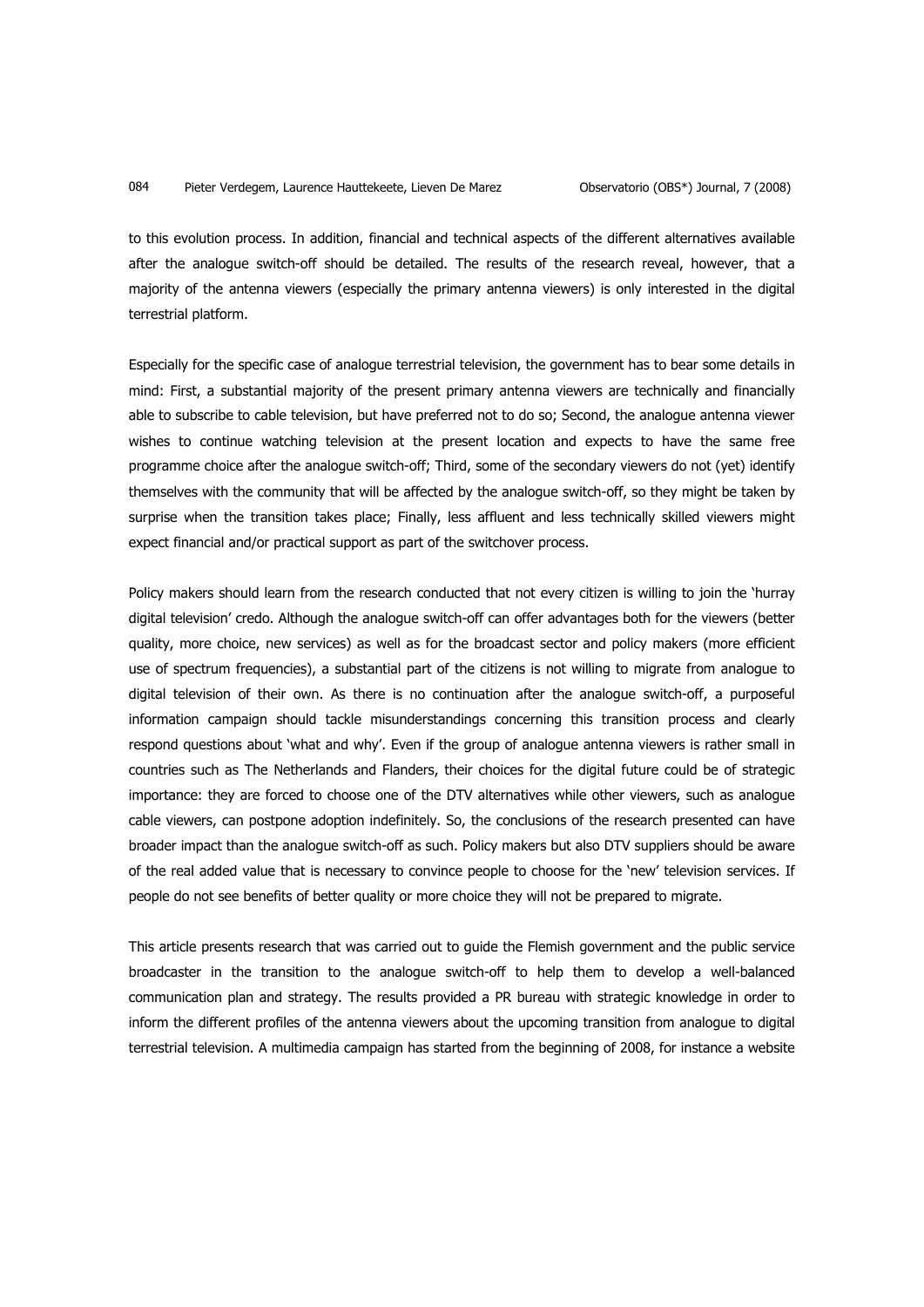to this evolution process. In addition, financial and technical aspects of the different alternatives available after the analogue switch-off should be detailed. The results of the research reveal, however, that a majority of the antenna viewers (especially the primary antenna viewers) is only interested in the digital terrestrial platform.

Especially for the specific case of analogue terrestrial television, the government has to bear some details in mind: First, a substantial majority of the present primary antenna viewers are technically and financially able to subscribe to cable television, but have preferred not to do so; Second, the analogue antenna viewer wishes to continue watching television at the present location and expects to have the same free programme choice after the analogue switch-off; Third, some of the secondary viewers do not (yet) identify themselves with the community that will be affected by the analogue switch-off, so they might be taken by surprise when the transition takes place; Finally, less affluent and less technically skilled viewers might expect financial and/or practical support as part of the switchover process.

Policy makers should learn from the research conducted that not every citizen is willing to join the 'hurray digital television' credo. Although the analogue switch-off can offer advantages both for the viewers (better quality, more choice, new services) as well as for the broadcast sector and policy makers (more efficient use of spectrum frequencies), a substantial part of the citizens is not willing to migrate from analogue to digital television of their own. As there is no continuation after the analogue switch-off, a purposeful information campaign should tackle misunderstandings concerning this transition process and clearly respond questions about 'what and why'. Even if the group of analogue antenna viewers is rather small in countries such as The Netherlands and Flanders, their choices for the digital future could be of strategic importance: they are forced to choose one of the DTV alternatives while other viewers, such as analogue cable viewers, can postpone adoption indefinitely. So, the conclusions of the research presented can have broader impact than the analogue switch-off as such. Policy makers but also DTV suppliers should be aware of the real added value that is necessary to convince people to choose for the 'new' television services. If people do not see benefits of better quality or more choice they will not be prepared to migrate.

This article presents research that was carried out to guide the Flemish government and the public service broadcaster in the transition to the analogue switch-off to help them to develop a well-balanced communication plan and strategy. The results provided a PR bureau with strategic knowledge in order to inform the different profiles of the antenna viewers about the upcoming transition from analogue to digital terrestrial television. A multimedia campaign has started from the beginning of 2008, for instance a website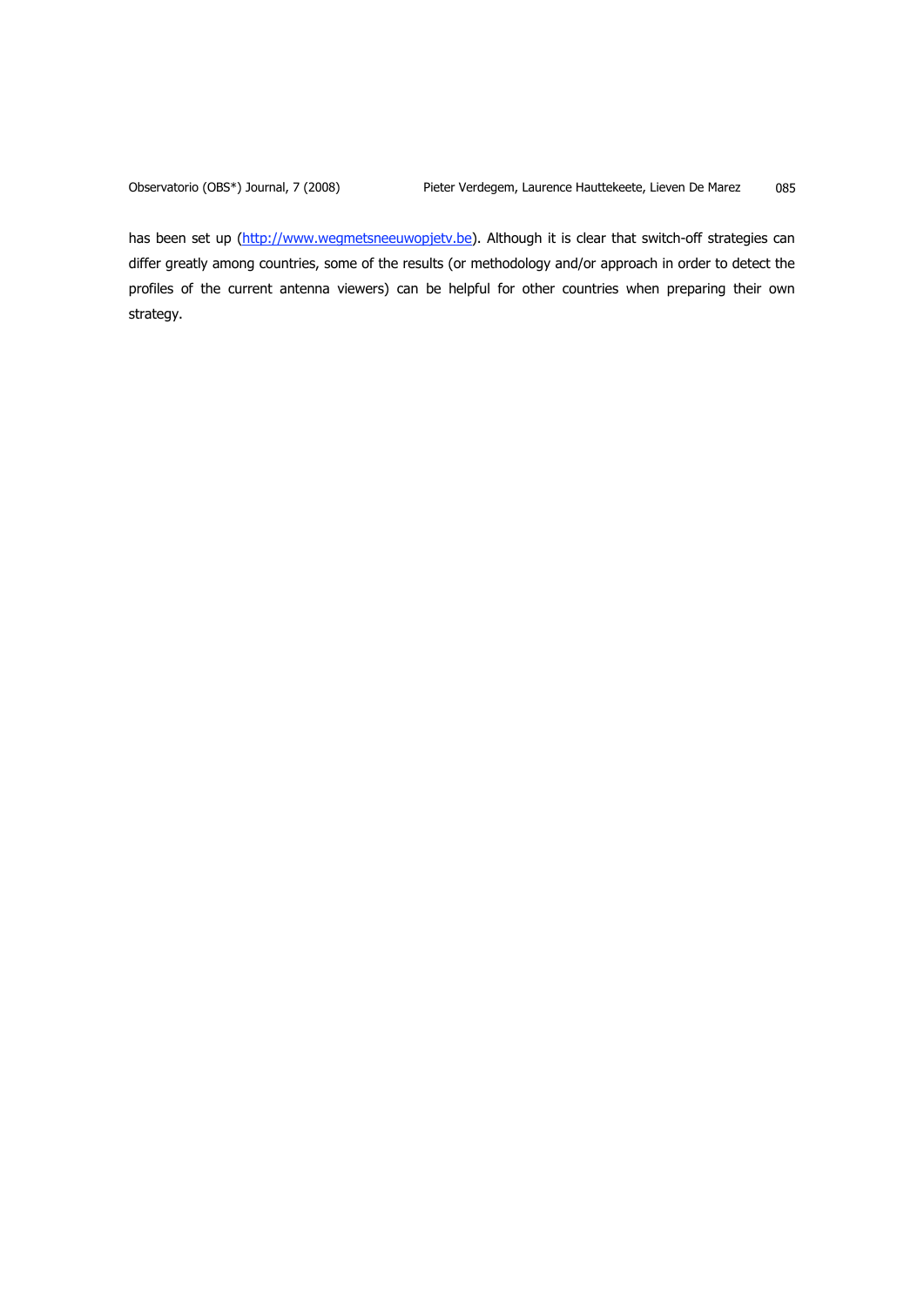has been set up (http://www.wegmetsneeuwopjetv.be). Although it is clear that switch-off strategies can differ greatly among countries, some of the results (or methodology and/or approach in order to detect the profiles of the current antenna viewers) can be helpful for other countries when preparing their own strategy.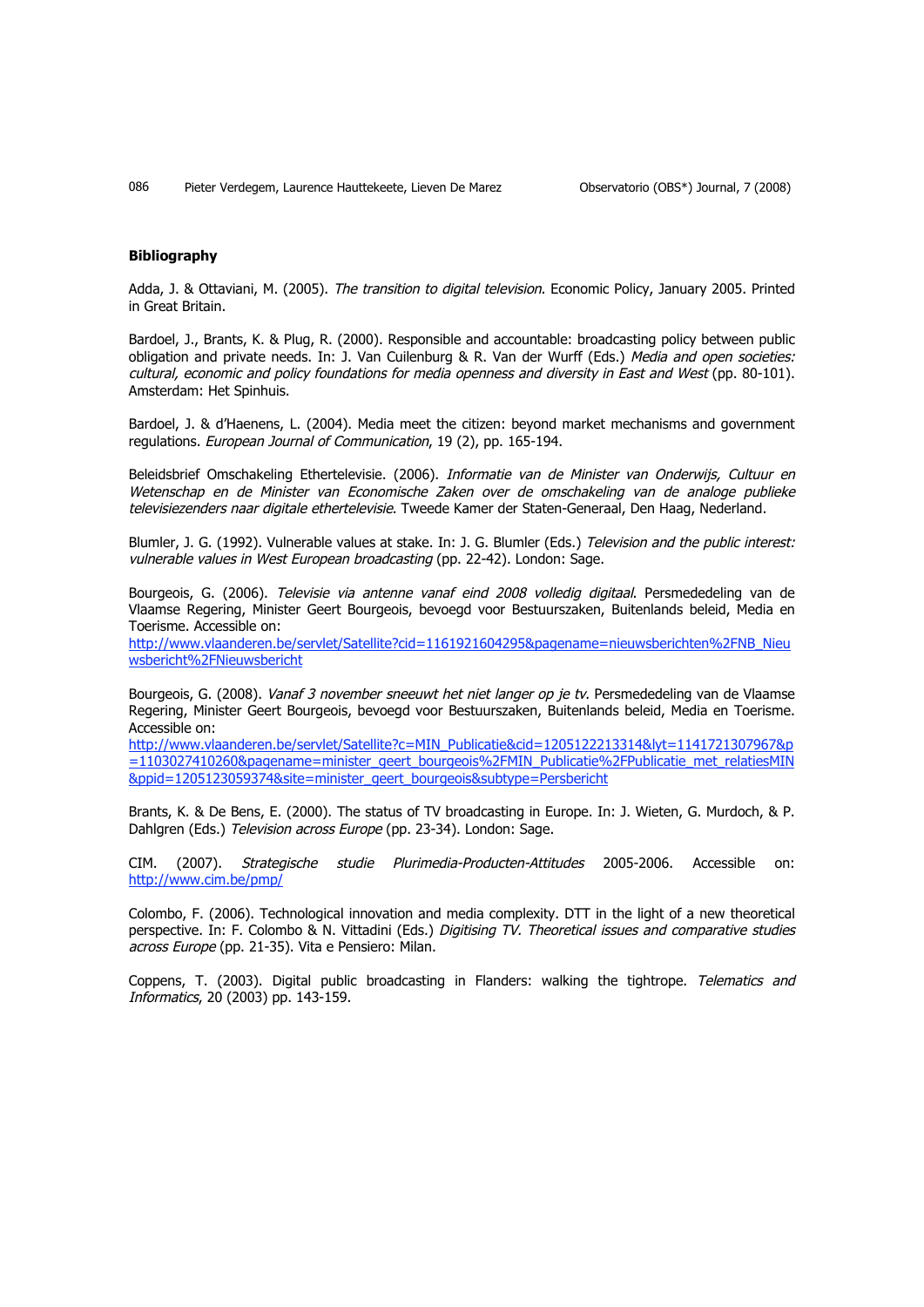**Bibliography**

Adda, J. & Ottaviani, M. (2005). *The transition to digital television*. Economic Policy, January 2005. Printed in Great Britain.

Bardoel, J., Brants, K. & Plug, R. (2000). Responsible and accountable: broadcasting policy between public obligation and private needs. In: J. Van Cuilenburg & R. Van der Wurff (Eds.) *Media and open societies: cultural, economic and policy foundations for media openness and diversity in East and West* (pp. 80-101). Amsterdam: Het Spinhuis.

Bardoel, J. & d'Haenens, L. (2004). Media meet the citizen: beyond market mechanisms and government regulations. *European Journal of Communication*, 19 (2), pp. 165-194.

Beleidsbrief Omschakeling Ethertelevisie. (2006). *Informatie van de Minister van Onderwijs, Cultuur en Wetenschap en de Minister van Economische Zaken over de omschakeling van de analoge publieke televisiezenders naar digitale ethertelevisie*. Tweede Kamer der Staten-Generaal, Den Haag, Nederland.

Blumler, J. G. (1992). Vulnerable values at stake. In: J. G. Blumler (Eds.) *Television and the public interest: vulnerable values in West European broadcasting* (pp. 22-42). London: Sage.

Bourgeois, G. (2006). *Televisie via antenne vanaf eind 2008 volledig digitaal*. Persmededeling van de Vlaamse Regering, Minister Geert Bourgeois, bevoegd voor Bestuurszaken, Buitenlands beleid, Media en Toerisme. Accessible on:
http://www.vlaanderen.be/servlet/Satellite?cid=1161921604295&pagename=nieuwsberichten%2FNB_Nieuwsbericht%2FNieuwsbericht

Bourgeois, G. (2008). *Vanaf 3 november sneeuwt het niet langer op je tv*. Persmededeling van de Vlaamse Regering, Minister Geert Bourgeois, bevoegd voor Bestuurszaken, Buitenlands beleid, Media en Toerisme. Accessible on:
http://www.vlaanderen.be/servlet/Satellite?c=MIN_Publicatie&cid=1205122213314&lyt=1141721307967&p=1103027410260&pagename=minister_geert_bourgeois%2FMIN_Publicatie%2FPublicatie_met_relatiesMIN&ppid=1205123059374&site=minister_geert_bourgeois&subtype=Persbericht

Brants, K. & De Bens, E. (2000). The status of TV broadcasting in Europe. In: J. Wieten, G. Murdoch, & P. Dahlgren (Eds.) *Television across Europe* (pp. 23-34). London: Sage.

CIM. (2007). *Strategische studie Plurimedia-Producten-Attitudes* 2005-2006. Accessible on: http://www.cim.be/pmp/

Colombo, F. (2006). Technological innovation and media complexity. DTT in the light of a new theoretical perspective. In: F. Colombo & N. Vittadini (Eds.) *Digitising TV. Theoretical issues and comparative studies across Europe* (pp. 21-35). Vita e Pensiero: Milan.

Coppens, T. (2003). Digital public broadcasting in Flanders: walking the tightrope. *Telematics and Informatics*, 20 (2003) pp. 143-159.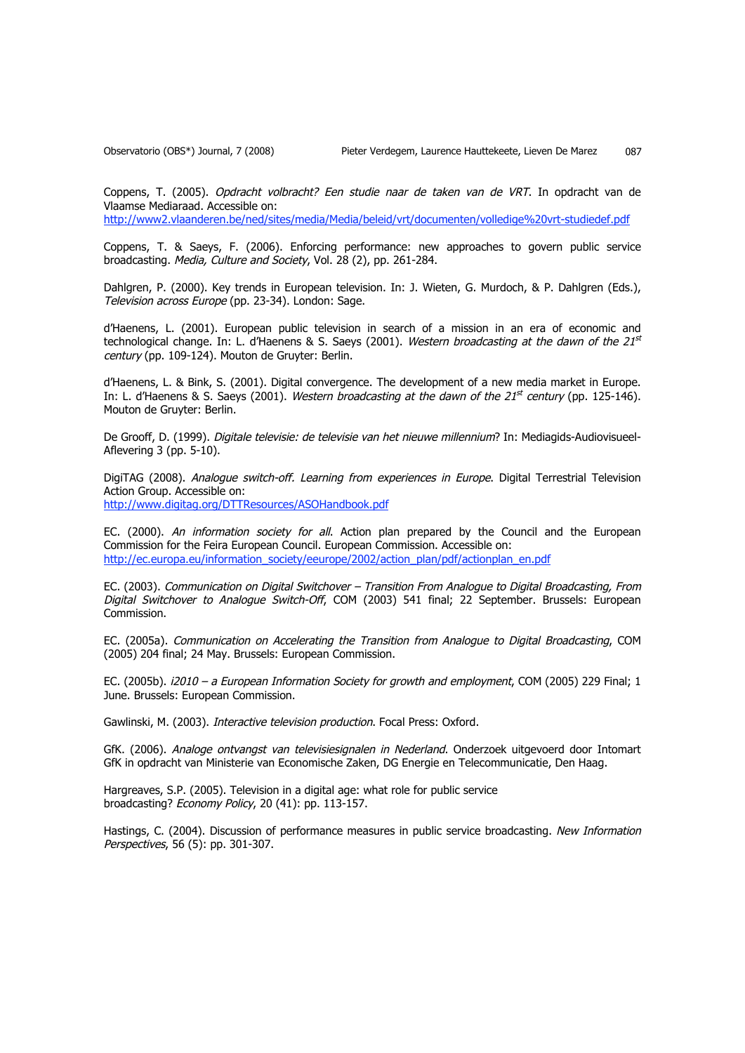Coppens, T. (2005). *Opdracht volbracht? Een studie naar de taken van de VRT*. In opdracht van de Vlaamse Mediaraad. Accessible on: http://www2.vlaanderen.be/ned/sites/media/Media/beleid/vrt/documenten/volledige%20vrt-studiedef.pdf

Coppens, T. & Saeys, F. (2006). Enforcing performance: new approaches to govern public service broadcasting. *Media, Culture and Society*, Vol. 28 (2), pp. 261-284.

Dahlgren, P. (2000). Key trends in European television. In: J. Wieten, G. Murdoch, & P. Dahlgren (Eds.), *Television across Europe* (pp. 23-34). London: Sage.

d'Haenens, L. (2001). European public television in search of a mission in an era of economic and technological change. In: L. d'Haenens & S. Saeys (2001). *Western broadcasting at the dawn of the 21st century* (pp. 109-124). Mouton de Gruyter: Berlin.

d'Haenens, L. & Bink, S. (2001). Digital convergence. The development of a new media market in Europe. In: L. d'Haenens & S. Saeys (2001). *Western broadcasting at the dawn of the 21st century* (pp. 125-146). Mouton de Gruyter: Berlin.

De Grooff, D. (1999). *Digitale televisie: de televisie van het nieuwe millennium*? In: Mediagids-Audiovisueel-Aflevering 3 (pp. 5-10).

DigiTAG (2008). *Analogue switch-off. Learning from experiences in Europe*. Digital Terrestrial Television Action Group. Accessible on: http://www.digitag.org/DTTResources/ASOHandbook.pdf

EC. (2000). *An information society for all*. Action plan prepared by the Council and the European Commission for the Feira European Council. European Commission. Accessible on: http://ec.europa.eu/information_society/eeurope/2002/action_plan/pdf/actionplan_en.pdf

EC. (2003). *Communication on Digital Switchover – Transition From Analogue to Digital Broadcasting, From Digital Switchover to Analogue Switch-Off*, COM (2003) 541 final; 22 September. Brussels: European Commission.

EC. (2005a). *Communication on Accelerating the Transition from Analogue to Digital Broadcasting*, COM (2005) 204 final; 24 May. Brussels: European Commission.

EC. (2005b). *i2010 – a European Information Society for growth and employment*, COM (2005) 229 Final; 1 June. Brussels: European Commission.

Gawlinski, M. (2003). *Interactive television production*. Focal Press: Oxford.

GfK. (2006). *Analoge ontvangst van televisiesignalen in Nederland*. Onderzoek uitgevoerd door Intomart GfK in opdracht van Ministerie van Economische Zaken, DG Energie en Telecommunicatie, Den Haag.

Hargreaves, S.P. (2005). Television in a digital age: what role for public service broadcasting? *Economy Policy*, 20 (41): pp. 113-157.

Hastings, C. (2004). Discussion of performance measures in public service broadcasting. *New Information Perspectives*, 56 (5): pp. 301-307.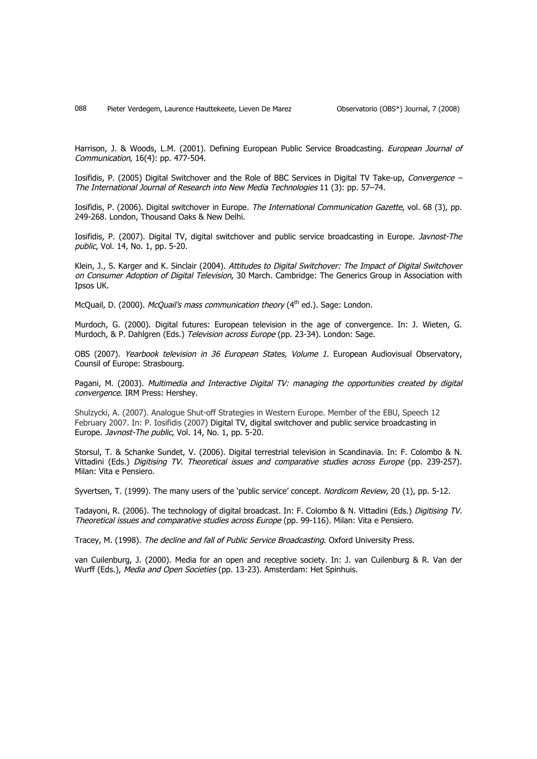Harrison, J. & Woods, L.M. (2001). Defining European Public Service Broadcasting. *European Journal of Communication*, 16(4): pp. 477-504.

Iosifidis, P. (2005) Digital Switchover and the Role of BBC Services in Digital TV Take-up, *Convergence – The International Journal of Research into New Media Technologies* 11 (3): pp. 57–74.

Iosifidis, P. (2006). Digital switchover in Europe. *The International Communication Gazette*, vol. 68 (3), pp. 249-268. London, Thousand Oaks & New Delhi.

Iosifidis, P. (2007). Digital TV, digital switchover and public service broadcasting in Europe. *Javnost-The public*, Vol. 14, No. 1, pp. 5-20.

Klein, J., S. Karger and K. Sinclair (2004). *Attitudes to Digital Switchover: The Impact of Digital Switchover on Consumer Adoption of Digital Television*, 30 March. Cambridge: The Generics Group in Association with Ipsos UK.

McQuail, D. (2000). *McQuail's mass communication theory* (4th ed.). Sage: London.

Murdoch, G. (2000). Digital futures: European television in the age of convergence. In: J. Wieten, G. Murdoch, & P. Dahlgren (Eds.) *Television across Europe* (pp. 23-34). London: Sage.

OBS (2007). *Yearbook television in 36 European States, Volume 1*. European Audiovisual Observatory, Counsil of Europe: Strasbourg.

Pagani, M. (2003). *Multimedia and Interactive Digital TV: managing the opportunities created by digital convergence*. IRM Press: Hershey.

Shulzycki, A. (2007). Analogue Shut-off Strategies in Western Europe. Member of the EBU, Speech 12 February 2007. In: P. Iosifidis (2007) Digital TV, digital switchover and public service broadcasting in Europe. *Javnost-The public*, Vol. 14, No. 1, pp. 5-20.

Storsul, T. & Schanke Sundet, V. (2006). Digital terrestrial television in Scandinavia. In: F. Colombo & N. Vittadini (Eds.) *Digitising TV. Theoretical issues and comparative studies across Europe* (pp. 239-257). Milan: Vita e Pensiero.

Syvertsen, T. (1999). The many users of the 'public service' concept. *Nordicom Review*, 20 (1), pp. 5-12.

Tadayoni, R. (2006). The technology of digital broadcast. In: F. Colombo & N. Vittadini (Eds.) *Digitising TV. Theoretical issues and comparative studies across Europe* (pp. 99-116). Milan: Vita e Pensiero.

Tracey, M. (1998). *The decline and fall of Public Service Broadcasting*. Oxford University Press.

van Cuilenburg, J. (2000). Media for an open and receptive society. In: J. van Cuilenburg & R. Van der Wurff (Eds.), *Media and Open Societies* (pp. 13-23). Amsterdam: Het Spinhuis.